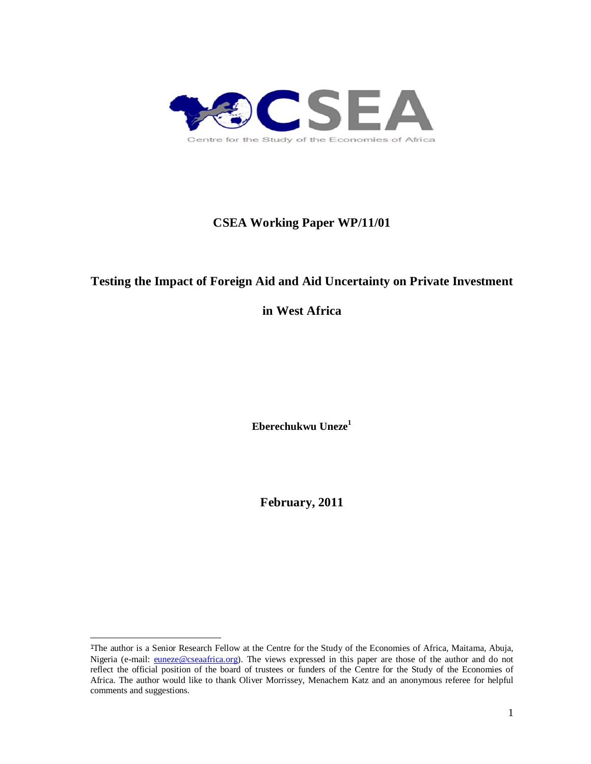CSEA

Centre for the Study of the Economies of Africa

**CSEA Working Paper WP/11/01**

# Testing the Impact of Foreign Aid and Aid Uncertainty on Private Investment in West Africa

**Eberechukwu Uneze[1]**

**February, 2011**

---

[1]The author is a Senior Research Fellow at the Centre for the Study of the Economies of Africa, Maitama, Abuja, Nigeria (e-mail: euneze@cseaafrica.org). The views expressed in this paper are those of the author and do not reflect the official position of the board of trustees or funders of the Centre for the Study of the Economies of Africa. The author would like to thank Oliver Morrissey, Menachem Katz and an anonymous referee for helpful comments and suggestions.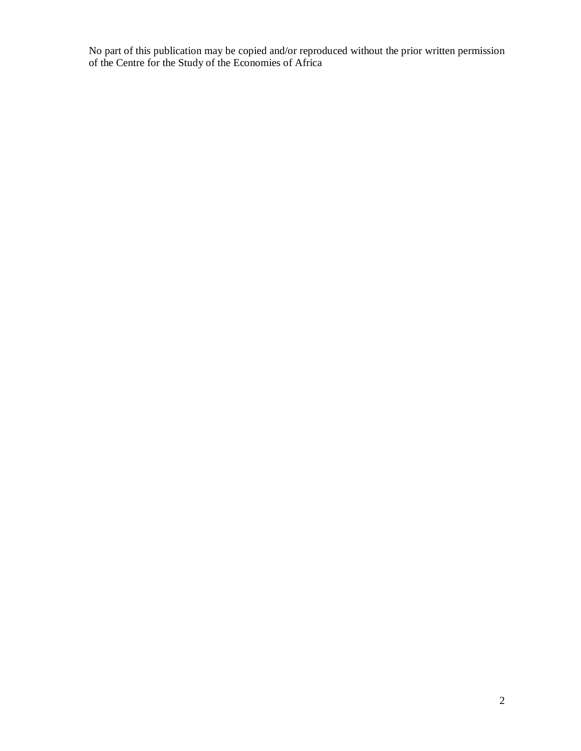No part of this publication may be copied and/or reproduced without the prior written permission of the Centre for the Study of the Economies of Africa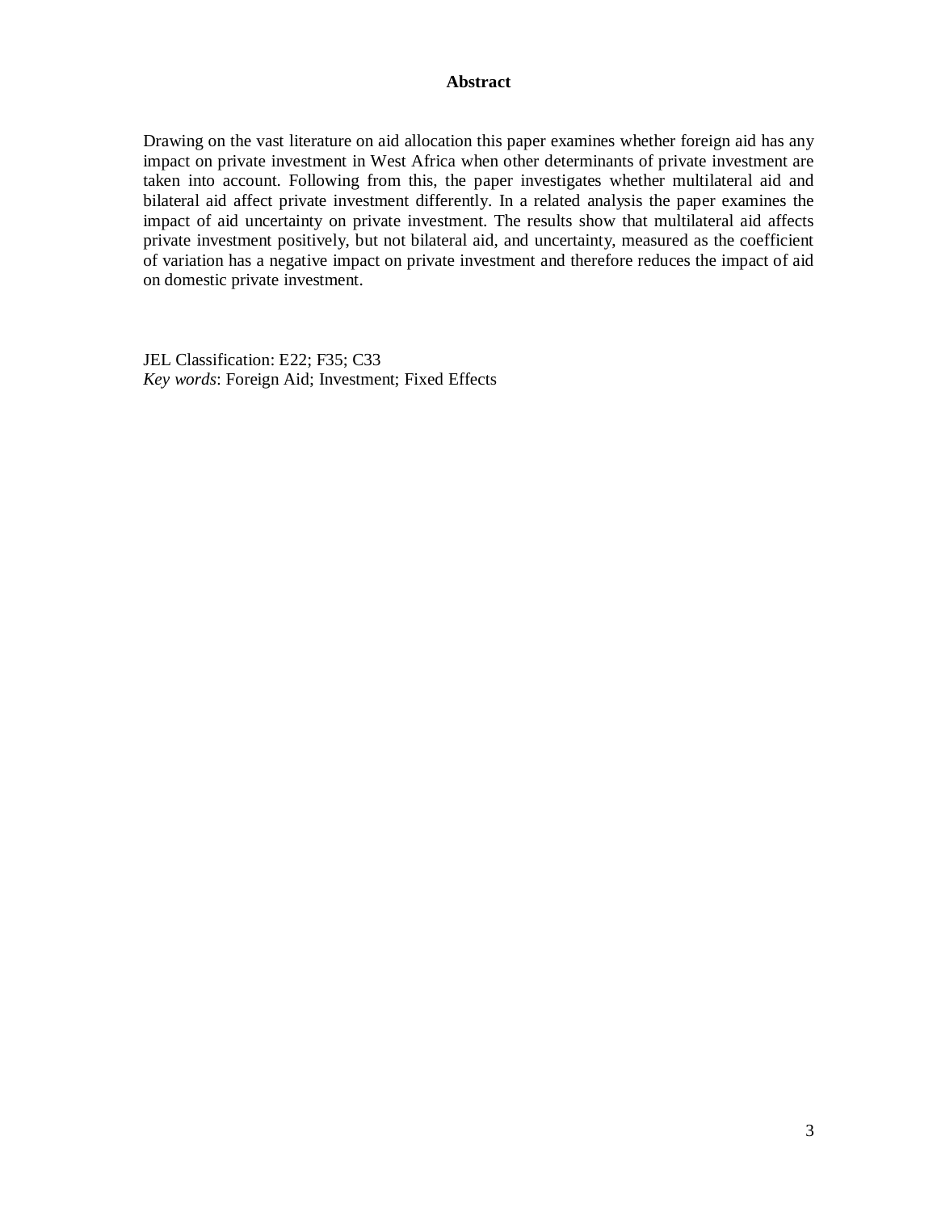## Abstract

Drawing on the vast literature on aid allocation this paper examines whether foreign aid has any impact on private investment in West Africa when other determinants of private investment are taken into account. Following from this, the paper investigates whether multilateral aid and bilateral aid affect private investment differently. In a related analysis the paper examines the impact of aid uncertainty on private investment. The results show that multilateral aid affects private investment positively, but not bilateral aid, and uncertainty, measured as the coefficient of variation has a negative impact on private investment and therefore reduces the impact of aid on domestic private investment.

JEL Classification: E22; F35; C33
*Key words*: Foreign Aid; Investment; Fixed Effects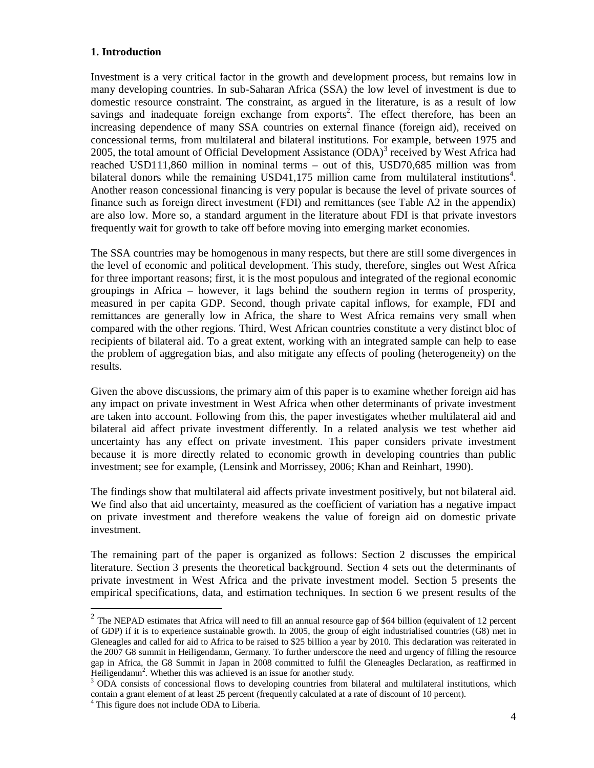### 1. Introduction

Investment is a very critical factor in the growth and development process, but remains low in many developing countries. In sub-Saharan Africa (SSA) the low level of investment is due to domestic resource constraint. The constraint, as argued in the literature, is as a result of low savings and inadequate foreign exchange from exports[2]. The effect therefore, has been an increasing dependence of many SSA countries on external finance (foreign aid), received on concessional terms, from multilateral and bilateral institutions. For example, between 1975 and 2005, the total amount of Official Development Assistance (ODA)[3] received by West Africa had reached USD111,860 million in nominal terms – out of this, USD70,685 million was from bilateral donors while the remaining USD41,175 million came from multilateral institutions[4]. Another reason concessional financing is very popular is because the level of private sources of finance such as foreign direct investment (FDI) and remittances (see Table A2 in the appendix) are also low. More so, a standard argument in the literature about FDI is that private investors frequently wait for growth to take off before moving into emerging market economies.

The SSA countries may be homogenous in many respects, but there are still some divergences in the level of economic and political development. This study, therefore, singles out West Africa for three important reasons; first, it is the most populous and integrated of the regional economic groupings in Africa – however, it lags behind the southern region in terms of prosperity, measured in per capita GDP. Second, though private capital inflows, for example, FDI and remittances are generally low in Africa, the share to West Africa remains very small when compared with the other regions. Third, West African countries constitute a very distinct bloc of recipients of bilateral aid. To a great extent, working with an integrated sample can help to ease the problem of aggregation bias, and also mitigate any effects of pooling (heterogeneity) on the results.

Given the above discussions, the primary aim of this paper is to examine whether foreign aid has any impact on private investment in West Africa when other determinants of private investment are taken into account. Following from this, the paper investigates whether multilateral aid and bilateral aid affect private investment differently. In a related analysis we test whether aid uncertainty has any effect on private investment. This paper considers private investment because it is more directly related to economic growth in developing countries than public investment; see for example, (Lensink and Morrissey, 2006; Khan and Reinhart, 1990).

The findings show that multilateral aid affects private investment positively, but not bilateral aid. We find also that aid uncertainty, measured as the coefficient of variation has a negative impact on private investment and therefore weakens the value of foreign aid on domestic private investment.

The remaining part of the paper is organized as follows: Section 2 discusses the empirical literature. Section 3 presents the theoretical background. Section 4 sets out the determinants of private investment in West Africa and the private investment model. Section 5 presents the empirical specifications, data, and estimation techniques. In section 6 we present results of the

---

[2] The NEPAD estimates that Africa will need to fill an annual resource gap of \$64 billion (equivalent of 12 percent of GDP) if it is to experience sustainable growth. In 2005, the group of eight industrialised countries (G8) met in Gleneagles and called for aid to Africa to be raised to \$25 billion a year by 2010. This declaration was reiterated in the 2007 G8 summit in Heiligendamn, Germany. To further underscore the need and urgency of filling the resource gap in Africa, the G8 Summit in Japan in 2008 committed to fulfil the Gleneagles Declaration, as reaffirmed in Heiligendamn[2]. Whether this was achieved is an issue for another study.

[3] ODA consists of concessional flows to developing countries from bilateral and multilateral institutions, which contain a grant element of at least 25 percent (frequently calculated at a rate of discount of 10 percent).

[4] This figure does not include ODA to Liberia.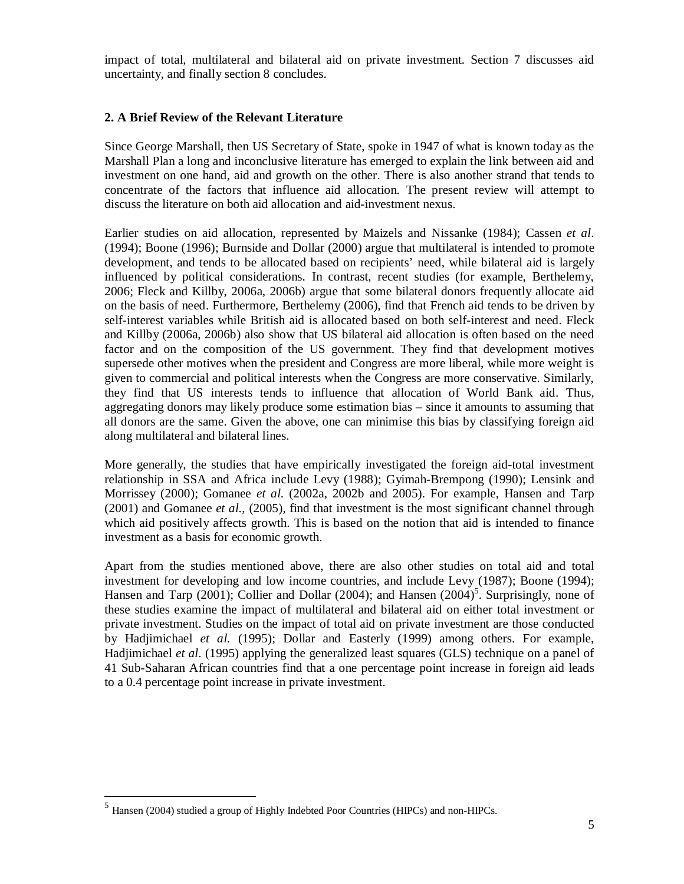impact of total, multilateral and bilateral aid on private investment. Section 7 discusses aid uncertainty, and finally section 8 concludes.

## 2. A Brief Review of the Relevant Literature

Since George Marshall, then US Secretary of State, spoke in 1947 of what is known today as the Marshall Plan a long and inconclusive literature has emerged to explain the link between aid and investment on one hand, aid and growth on the other. There is also another strand that tends to concentrate of the factors that influence aid allocation. The present review will attempt to discuss the literature on both aid allocation and aid-investment nexus.

Earlier studies on aid allocation, represented by Maizels and Nissanke (1984); Cassen *et al.* (1994); Boone (1996); Burnside and Dollar (2000) argue that multilateral is intended to promote development, and tends to be allocated based on recipients' need, while bilateral aid is largely influenced by political considerations. In contrast, recent studies (for example, Berthelemy, 2006; Fleck and Killby, 2006a, 2006b) argue that some bilateral donors frequently allocate aid on the basis of need. Furthermore, Berthelemy (2006), find that French aid tends to be driven by self-interest variables while British aid is allocated based on both self-interest and need. Fleck and Killby (2006a, 2006b) also show that US bilateral aid allocation is often based on the need factor and on the composition of the US government. They find that development motives supersede other motives when the president and Congress are more liberal, while more weight is given to commercial and political interests when the Congress are more conservative. Similarly, they find that US interests tends to influence that allocation of World Bank aid. Thus, aggregating donors may likely produce some estimation bias – since it amounts to assuming that all donors are the same. Given the above, one can minimise this bias by classifying foreign aid along multilateral and bilateral lines.

More generally, the studies that have empirically investigated the foreign aid-total investment relationship in SSA and Africa include Levy (1988); Gyimah-Brempong (1990); Lensink and Morrissey (2000); Gomanee *et al.* (2002a, 2002b and 2005). For example, Hansen and Tarp (2001) and Gomanee *et al.*, (2005), find that investment is the most significant channel through which aid positively affects growth. This is based on the notion that aid is intended to finance investment as a basis for economic growth.

Apart from the studies mentioned above, there are also other studies on total aid and total investment for developing and low income countries, and include Levy (1987); Boone (1994); Hansen and Tarp (2001); Collier and Dollar (2004); and Hansen (2004)[5]. Surprisingly, none of these studies examine the impact of multilateral and bilateral aid on either total investment or private investment. Studies on the impact of total aid on private investment are those conducted by Hadjimichael *et al.* (1995); Dollar and Easterly (1999) among others. For example, Hadjimichael *et al*. (1995) applying the generalized least squares (GLS) technique on a panel of 41 Sub-Saharan African countries find that a one percentage point increase in foreign aid leads to a 0.4 percentage point increase in private investment.

[5] Hansen (2004) studied a group of Highly Indebted Poor Countries (HIPCs) and non-HIPCs.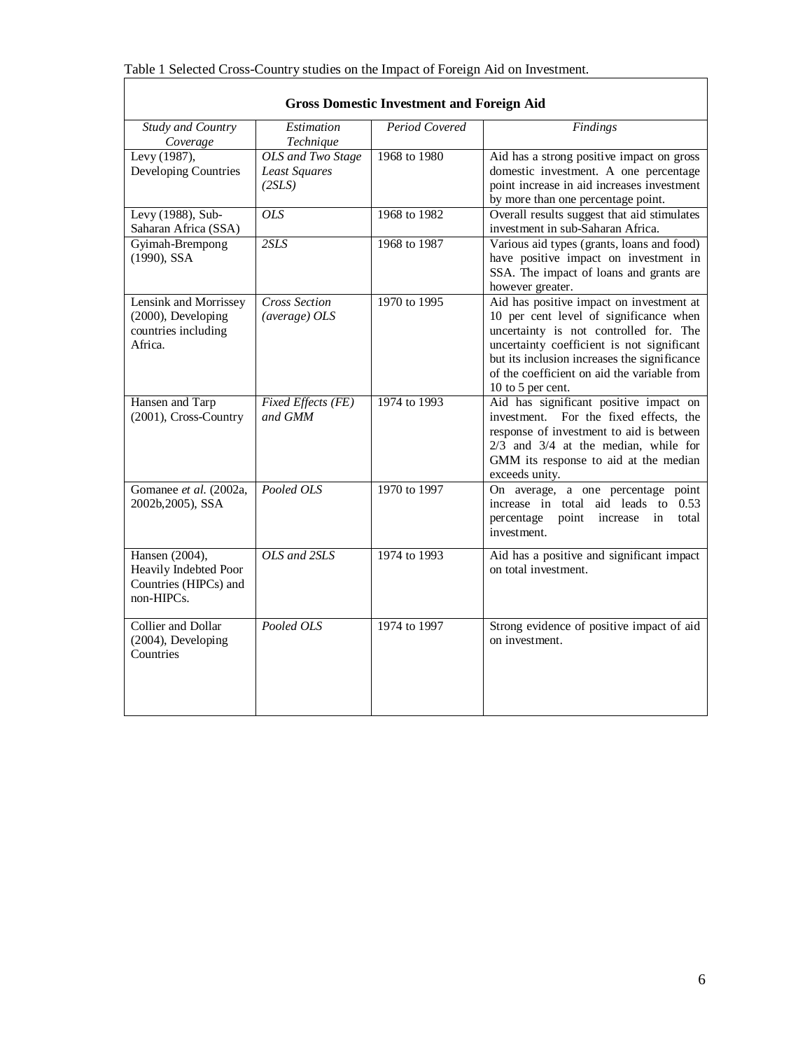Table 1 Selected Cross-Country studies on the Impact of Foreign Aid on Investment.

| **Gross Domestic Investment and Foreign Aid** | | | |
|---|---|---|---|
| *Study and Country Coverage* | *Estimation Technique* | *Period Covered* | *Findings* |
| Levy (1987), Developing Countries | *OLS and Two Stage Least Squares (2SLS)* | 1968 to 1980 | Aid has a strong positive impact on gross domestic investment. A one percentage point increase in aid increases investment by more than one percentage point. |
| Levy (1988), Sub-Saharan Africa (SSA) | *OLS* | 1968 to 1982 | Overall results suggest that aid stimulates investment in sub-Saharan Africa. |
| Gyimah-Brempong (1990), SSA | *2SLS* | 1968 to 1987 | Various aid types (grants, loans and food) have positive impact on investment in SSA. The impact of loans and grants are however greater. |
| Lensink and Morrissey (2000), Developing countries including Africa. | *Cross Section (average) OLS* | 1970 to 1995 | Aid has positive impact on investment at 10 per cent level of significance when uncertainty is not controlled for. The uncertainty coefficient is not significant but its inclusion increases the significance of the coefficient on aid the variable from 10 to 5 per cent. |
| Hansen and Tarp (2001), Cross-Country | *Fixed Effects (FE) and GMM* | 1974 to 1993 | Aid has significant positive impact on investment. For the fixed effects, the response of investment to aid is between 2/3 and 3/4 at the median, while for GMM its response to aid at the median exceeds unity. |
| Gomanee *et al.* (2002a, 2002b,2005), SSA | *Pooled OLS* | 1970 to 1997 | On average, a one percentage point increase in total aid leads to 0.53 percentage point increase in total investment. |
| Hansen (2004), Heavily Indebted Poor Countries (HIPCs) and non-HIPCs. | *OLS and 2SLS* | 1974 to 1993 | Aid has a positive and significant impact on total investment. |
| Collier and Dollar (2004), Developing Countries | *Pooled OLS* | 1974 to 1997 | Strong evidence of positive impact of aid on investment. |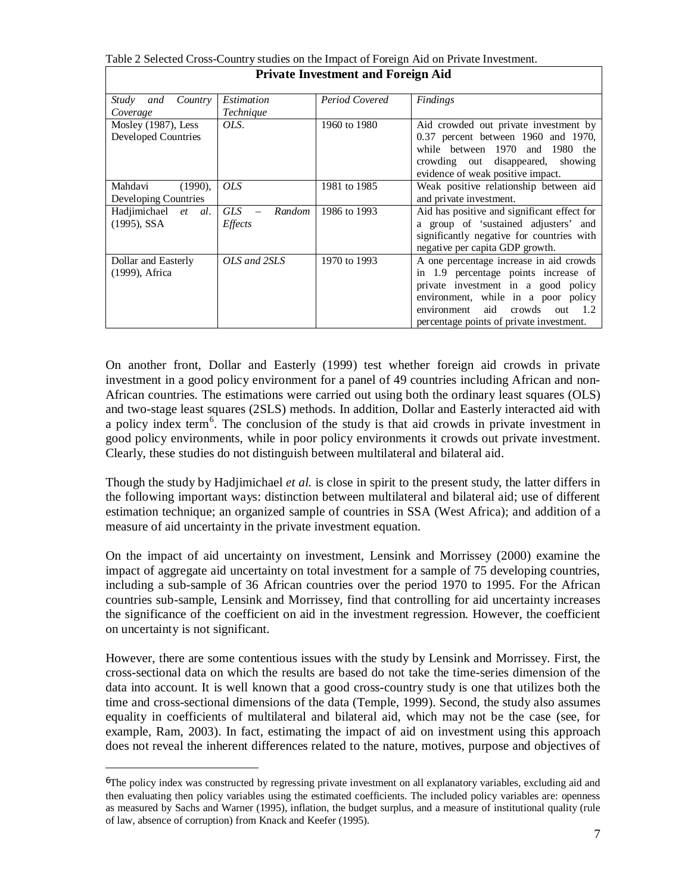Table 2 Selected Cross-Country studies on the Impact of Foreign Aid on Private Investment.

| **Private Investment and Foreign Aid** | | | |
|---|---|---|---|
| *Study and Country Coverage* | *Estimation Technique* | *Period Covered* | *Findings* |
| Mosley (1987), Less Developed Countries | *OLS.* | 1960 to 1980 | Aid crowded out private investment by 0.37 percent between 1960 and 1970, while between 1970 and 1980 the crowding out disappeared, showing evidence of weak positive impact. |
| Mahdavi (1990), Developing Countries | *OLS* | 1981 to 1985 | Weak positive relationship between aid and private investment. |
| Hadjimichael *et al.* (1995), SSA | *GLS – Random Effects* | 1986 to 1993 | Aid has positive and significant effect for a group of 'sustained adjusters' and significantly negative for countries with negative per capita GDP growth. |
| Dollar and Easterly (1999), Africa | *OLS and 2SLS* | 1970 to 1993 | A one percentage increase in aid crowds in 1.9 percentage points increase of private investment in a good policy environment, while in a poor policy environment aid crowds out 1.2 percentage points of private investment. |

On another front, Dollar and Easterly (1999) test whether foreign aid crowds in private investment in a good policy environment for a panel of 49 countries including African and non-African countries. The estimations were carried out using both the ordinary least squares (OLS) and two-stage least squares (2SLS) methods. In addition, Dollar and Easterly interacted aid with a policy index term[6]. The conclusion of the study is that aid crowds in private investment in good policy environments, while in poor policy environments it crowds out private investment. Clearly, these studies do not distinguish between multilateral and bilateral aid.

Though the study by Hadjimichael *et al.* is close in spirit to the present study, the latter differs in the following important ways: distinction between multilateral and bilateral aid; use of different estimation technique; an organized sample of countries in SSA (West Africa); and addition of a measure of aid uncertainty in the private investment equation.

On the impact of aid uncertainty on investment, Lensink and Morrissey (2000) examine the impact of aggregate aid uncertainty on total investment for a sample of 75 developing countries, including a sub-sample of 36 African countries over the period 1970 to 1995. For the African countries sub-sample, Lensink and Morrissey, find that controlling for aid uncertainty increases the significance of the coefficient on aid in the investment regression. However, the coefficient on uncertainty is not significant.

However, there are some contentious issues with the study by Lensink and Morrissey. First, the cross-sectional data on which the results are based do not take the time-series dimension of the data into account. It is well known that a good cross-country study is one that utilizes both the time and cross-sectional dimensions of the data (Temple, 1999). Second, the study also assumes equality in coefficients of multilateral and bilateral aid, which may not be the case (see, for example, Ram, 2003). In fact, estimating the impact of aid on investment using this approach does not reveal the inherent differences related to the nature, motives, purpose and objectives of

[6]The policy index was constructed by regressing private investment on all explanatory variables, excluding aid and then evaluating then policy variables using the estimated coefficients. The included policy variables are: openness as measured by Sachs and Warner (1995), inflation, the budget surplus, and a measure of institutional quality (rule of law, absence of corruption) from Knack and Keefer (1995).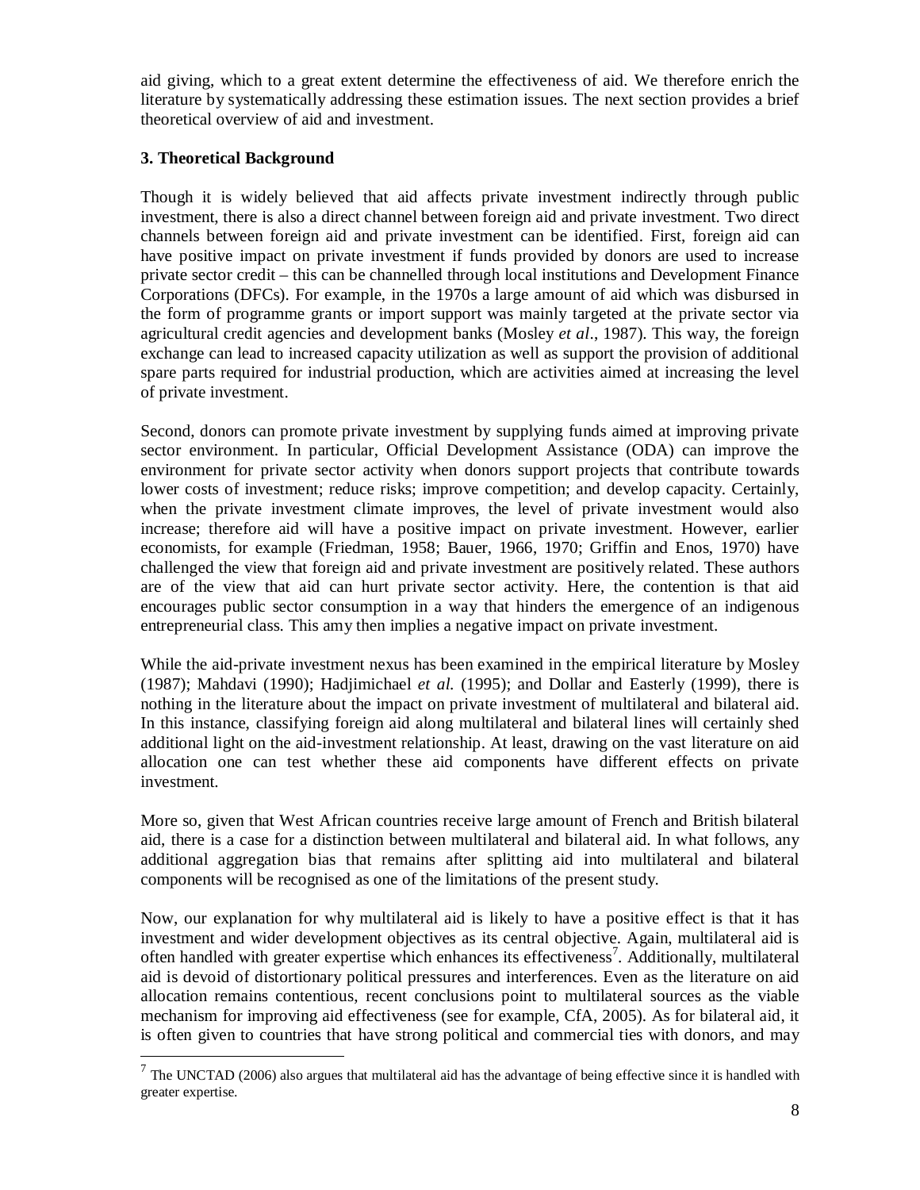aid giving, which to a great extent determine the effectiveness of aid. We therefore enrich the literature by systematically addressing these estimation issues. The next section provides a brief theoretical overview of aid and investment.

## 3. Theoretical Background

Though it is widely believed that aid affects private investment indirectly through public investment, there is also a direct channel between foreign aid and private investment. Two direct channels between foreign aid and private investment can be identified. First, foreign aid can have positive impact on private investment if funds provided by donors are used to increase private sector credit – this can be channelled through local institutions and Development Finance Corporations (DFCs). For example, in the 1970s a large amount of aid which was disbursed in the form of programme grants or import support was mainly targeted at the private sector via agricultural credit agencies and development banks (Mosley *et al*., 1987). This way, the foreign exchange can lead to increased capacity utilization as well as support the provision of additional spare parts required for industrial production, which are activities aimed at increasing the level of private investment.

Second, donors can promote private investment by supplying funds aimed at improving private sector environment. In particular, Official Development Assistance (ODA) can improve the environment for private sector activity when donors support projects that contribute towards lower costs of investment; reduce risks; improve competition; and develop capacity. Certainly, when the private investment climate improves, the level of private investment would also increase; therefore aid will have a positive impact on private investment. However, earlier economists, for example (Friedman, 1958; Bauer, 1966, 1970; Griffin and Enos, 1970) have challenged the view that foreign aid and private investment are positively related. These authors are of the view that aid can hurt private sector activity. Here, the contention is that aid encourages public sector consumption in a way that hinders the emergence of an indigenous entrepreneurial class. This amy then implies a negative impact on private investment.

While the aid-private investment nexus has been examined in the empirical literature by Mosley (1987); Mahdavi (1990); Hadjimichael *et al.* (1995); and Dollar and Easterly (1999), there is nothing in the literature about the impact on private investment of multilateral and bilateral aid. In this instance, classifying foreign aid along multilateral and bilateral lines will certainly shed additional light on the aid-investment relationship. At least, drawing on the vast literature on aid allocation one can test whether these aid components have different effects on private investment.

More so, given that West African countries receive large amount of French and British bilateral aid, there is a case for a distinction between multilateral and bilateral aid. In what follows, any additional aggregation bias that remains after splitting aid into multilateral and bilateral components will be recognised as one of the limitations of the present study.

Now, our explanation for why multilateral aid is likely to have a positive effect is that it has investment and wider development objectives as its central objective. Again, multilateral aid is often handled with greater expertise which enhances its effectiveness[7]. Additionally, multilateral aid is devoid of distortionary political pressures and interferences. Even as the literature on aid allocation remains contentious, recent conclusions point to multilateral sources as the viable mechanism for improving aid effectiveness (see for example, CfA, 2005). As for bilateral aid, it is often given to countries that have strong political and commercial ties with donors, and may

[7] The UNCTAD (2006) also argues that multilateral aid has the advantage of being effective since it is handled with greater expertise.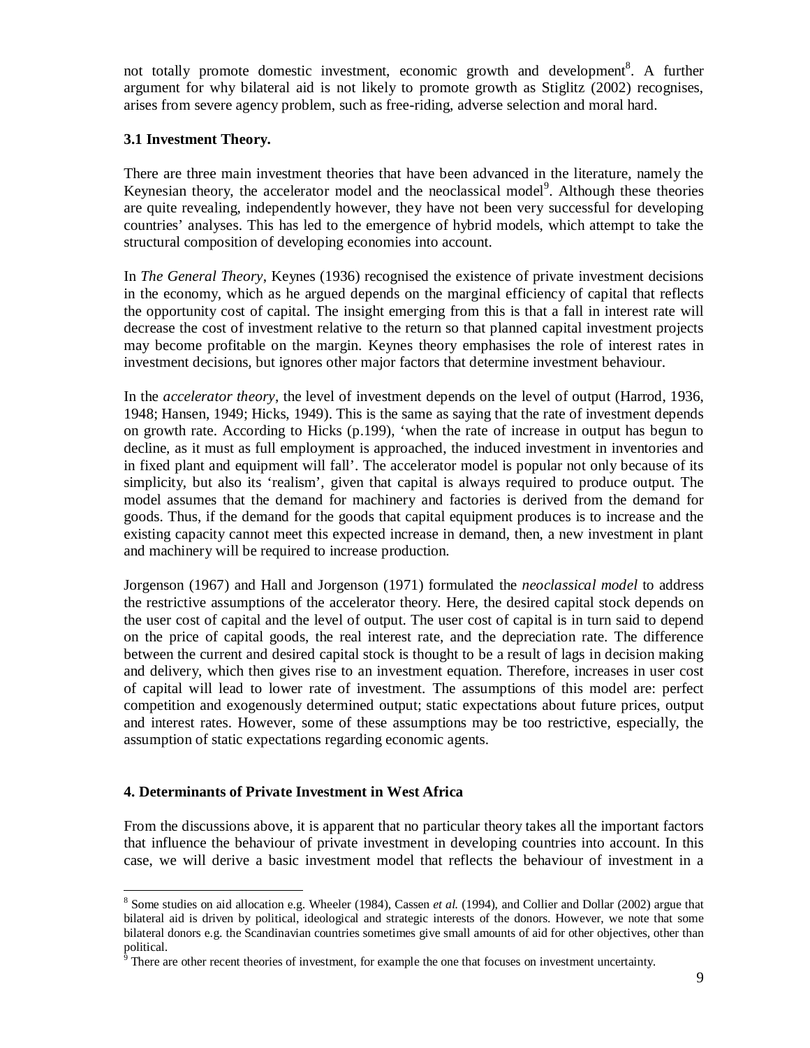not totally promote domestic investment, economic growth and development[8]. A further argument for why bilateral aid is not likely to promote growth as Stiglitz (2002) recognises, arises from severe agency problem, such as free-riding, adverse selection and moral hard.

### 3.1 Investment Theory.

There are three main investment theories that have been advanced in the literature, namely the Keynesian theory, the accelerator model and the neoclassical model[9]. Although these theories are quite revealing, independently however, they have not been very successful for developing countries' analyses. This has led to the emergence of hybrid models, which attempt to take the structural composition of developing economies into account.

In *The General Theory*, Keynes (1936) recognised the existence of private investment decisions in the economy, which as he argued depends on the marginal efficiency of capital that reflects the opportunity cost of capital. The insight emerging from this is that a fall in interest rate will decrease the cost of investment relative to the return so that planned capital investment projects may become profitable on the margin. Keynes theory emphasises the role of interest rates in investment decisions, but ignores other major factors that determine investment behaviour.

In the *accelerator theory*, the level of investment depends on the level of output (Harrod, 1936, 1948; Hansen, 1949; Hicks, 1949). This is the same as saying that the rate of investment depends on growth rate. According to Hicks (p.199), 'when the rate of increase in output has begun to decline, as it must as full employment is approached, the induced investment in inventories and in fixed plant and equipment will fall'. The accelerator model is popular not only because of its simplicity, but also its 'realism', given that capital is always required to produce output. The model assumes that the demand for machinery and factories is derived from the demand for goods. Thus, if the demand for the goods that capital equipment produces is to increase and the existing capacity cannot meet this expected increase in demand, then, a new investment in plant and machinery will be required to increase production.

Jorgenson (1967) and Hall and Jorgenson (1971) formulated the *neoclassical model* to address the restrictive assumptions of the accelerator theory. Here, the desired capital stock depends on the user cost of capital and the level of output. The user cost of capital is in turn said to depend on the price of capital goods, the real interest rate, and the depreciation rate. The difference between the current and desired capital stock is thought to be a result of lags in decision making and delivery, which then gives rise to an investment equation. Therefore, increases in user cost of capital will lead to lower rate of investment. The assumptions of this model are: perfect competition and exogenously determined output; static expectations about future prices, output and interest rates. However, some of these assumptions may be too restrictive, especially, the assumption of static expectations regarding economic agents.

## 4. Determinants of Private Investment in West Africa

From the discussions above, it is apparent that no particular theory takes all the important factors that influence the behaviour of private investment in developing countries into account. In this case, we will derive a basic investment model that reflects the behaviour of investment in a

---

[8] Some studies on aid allocation e.g. Wheeler (1984), Cassen *et al.* (1994), and Collier and Dollar (2002) argue that bilateral aid is driven by political, ideological and strategic interests of the donors. However, we note that some bilateral donors e.g. the Scandinavian countries sometimes give small amounts of aid for other objectives, other than political.

[9] There are other recent theories of investment, for example the one that focuses on investment uncertainty.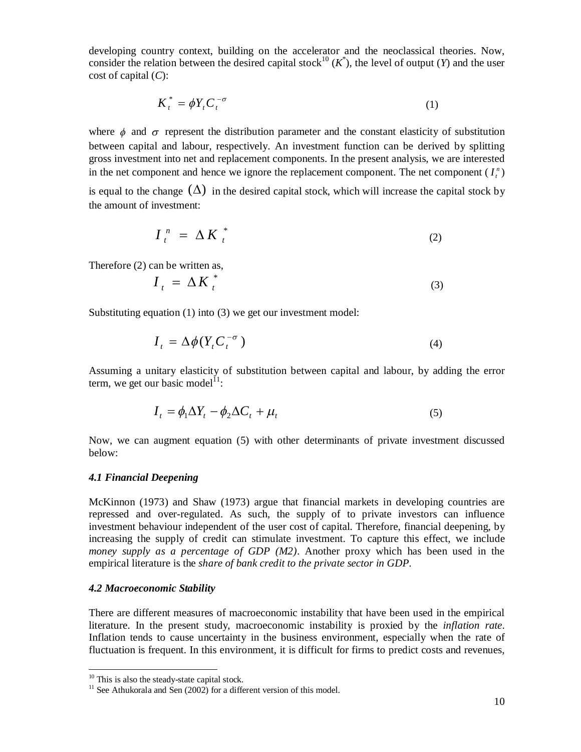developing country context, building on the accelerator and the neoclassical theories. Now, consider the relation between the desired capital stock[10] ($K^*$), the level of output ($Y$) and the user cost of capital ($C$):

$$K_t^* = \phi Y_t C_t^{-\sigma} \tag{1}$$

where $\phi$ and $\sigma$ represent the distribution parameter and the constant elasticity of substitution between capital and labour, respectively. An investment function can be derived by splitting gross investment into net and replacement components. In the present analysis, we are interested in the net component and hence we ignore the replacement component. The net component ($I_t^n$) is equal to the change $(\Delta)$ in the desired capital stock, which will increase the capital stock by the amount of investment:

$$I_t^n = \Delta K_t^* \tag{2}$$

Therefore (2) can be written as,

$$I_t = \Delta K_t^* \tag{3}$$

Substituting equation (1) into (3) we get our investment model:

$$I_t = \Delta \phi (Y_t C_t^{-\sigma}) \tag{4}$$

Assuming a unitary elasticity of substitution between capital and labour, by adding the error term, we get our basic model[11]:

$$I_t = \phi_1 \Delta Y_t - \phi_2 \Delta C_t + \mu_t \tag{5}$$

Now, we can augment equation (5) with other determinants of private investment discussed below:

### *4.1 Financial Deepening*

McKinnon (1973) and Shaw (1973) argue that financial markets in developing countries are repressed and over-regulated. As such, the supply of to private investors can influence investment behaviour independent of the user cost of capital. Therefore, financial deepening, by increasing the supply of credit can stimulate investment. To capture this effect, we include *money supply as a percentage of GDP (M2)*. Another proxy which has been used in the empirical literature is the *share of bank credit to the private sector in GDP*.

### *4.2 Macroeconomic Stability*

There are different measures of macroeconomic instability that have been used in the empirical literature. In the present study, macroeconomic instability is proxied by the *inflation rate*. Inflation tends to cause uncertainty in the business environment, especially when the rate of fluctuation is frequent. In this environment, it is difficult for firms to predict costs and revenues,

---

[10] This is also the steady-state capital stock.

[11] See Athukorala and Sen (2002) for a different version of this model.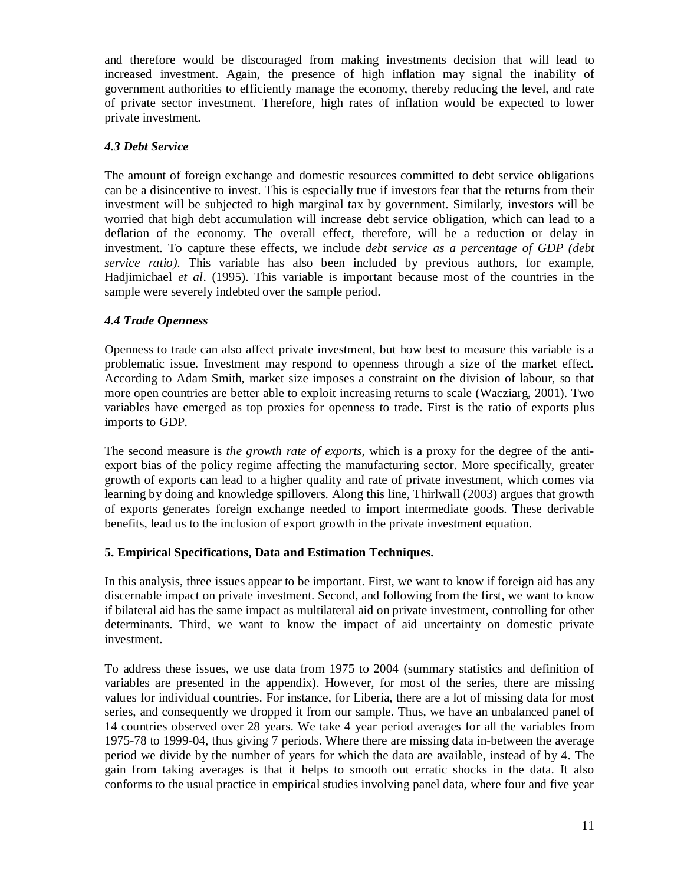and therefore would be discouraged from making investments decision that will lead to increased investment. Again, the presence of high inflation may signal the inability of government authorities to efficiently manage the economy, thereby reducing the level, and rate of private sector investment. Therefore, high rates of inflation would be expected to lower private investment.

### *4.3 Debt Service*

The amount of foreign exchange and domestic resources committed to debt service obligations can be a disincentive to invest. This is especially true if investors fear that the returns from their investment will be subjected to high marginal tax by government. Similarly, investors will be worried that high debt accumulation will increase debt service obligation, which can lead to a deflation of the economy. The overall effect, therefore, will be a reduction or delay in investment. To capture these effects, we include *debt service as a percentage of GDP (debt service ratio)*. This variable has also been included by previous authors, for example, Hadjimichael *et al*. (1995). This variable is important because most of the countries in the sample were severely indebted over the sample period.

### *4.4 Trade Openness*

Openness to trade can also affect private investment, but how best to measure this variable is a problematic issue. Investment may respond to openness through a size of the market effect. According to Adam Smith, market size imposes a constraint on the division of labour, so that more open countries are better able to exploit increasing returns to scale (Wacziarg, 2001). Two variables have emerged as top proxies for openness to trade. First is the ratio of exports plus imports to GDP.

The second measure is *the growth rate of exports*, which is a proxy for the degree of the anti-export bias of the policy regime affecting the manufacturing sector. More specifically, greater growth of exports can lead to a higher quality and rate of private investment, which comes via learning by doing and knowledge spillovers. Along this line, Thirlwall (2003) argues that growth of exports generates foreign exchange needed to import intermediate goods. These derivable benefits, lead us to the inclusion of export growth in the private investment equation.

## 5. Empirical Specifications, Data and Estimation Techniques.

In this analysis, three issues appear to be important. First, we want to know if foreign aid has any discernable impact on private investment. Second, and following from the first, we want to know if bilateral aid has the same impact as multilateral aid on private investment, controlling for other determinants. Third, we want to know the impact of aid uncertainty on domestic private investment.

To address these issues, we use data from 1975 to 2004 (summary statistics and definition of variables are presented in the appendix). However, for most of the series, there are missing values for individual countries. For instance, for Liberia, there are a lot of missing data for most series, and consequently we dropped it from our sample. Thus, we have an unbalanced panel of 14 countries observed over 28 years. We take 4 year period averages for all the variables from 1975-78 to 1999-04, thus giving 7 periods. Where there are missing data in-between the average period we divide by the number of years for which the data are available, instead of by 4. The gain from taking averages is that it helps to smooth out erratic shocks in the data. It also conforms to the usual practice in empirical studies involving panel data, where four and five year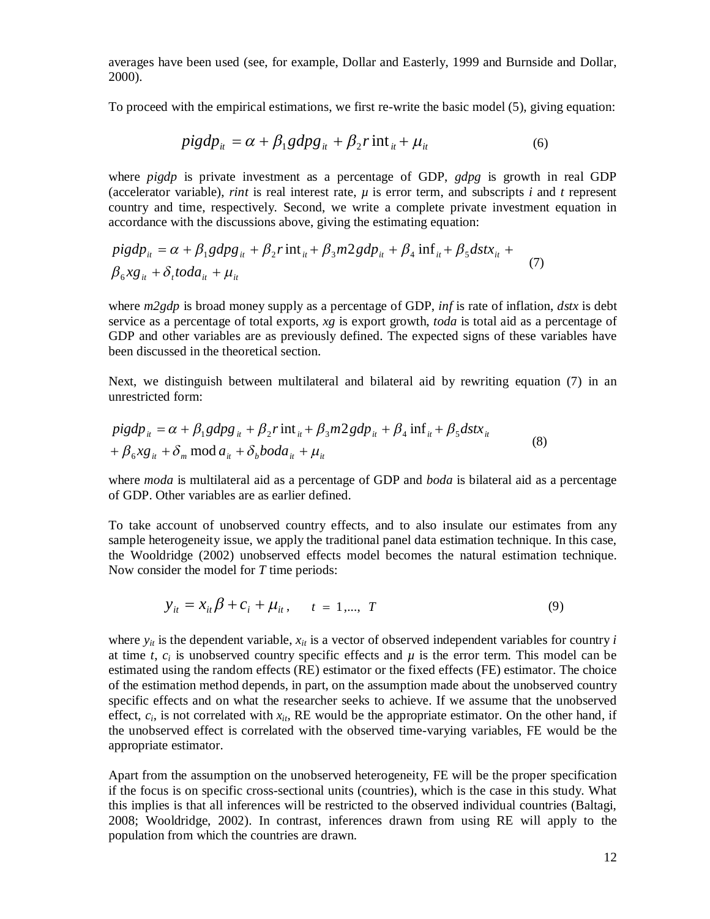averages have been used (see, for example, Dollar and Easterly, 1999 and Burnside and Dollar, 2000).

To proceed with the empirical estimations, we first re-write the basic model (5), giving equation:

$$pigdp_{it} = \alpha + \beta_1 gdpg_{it} + \beta_2 rint_{it} + \mu_{it} \tag{6}$$

where *pigdp* is private investment as a percentage of GDP, *gdpg* is growth in real GDP (accelerator variable), *rint* is real interest rate, $\mu$ is error term, and subscripts *i* and *t* represent country and time, respectively. Second, we write a complete private investment equation in accordance with the discussions above, giving the estimating equation:

$$pigdp_{it} = \alpha + \beta_1 gdpg_{it} + \beta_2 rint_{it} + \beta_3 m2gdp_{it} + \beta_4 \inf_{it} + \beta_5 dstx_{it} + \beta_6 xg_{it} + \delta_t toda_{it} + \mu_{it} \tag{7}$$

where *m2gdp* is broad money supply as a percentage of GDP, *inf* is rate of inflation, *dstx* is debt service as a percentage of total exports, *xg* is export growth, *toda* is total aid as a percentage of GDP and other variables are as previously defined. The expected signs of these variables have been discussed in the theoretical section.

Next, we distinguish between multilateral and bilateral aid by rewriting equation (7) in an unrestricted form:

$$pigdp_{it} = \alpha + \beta_1 gdpg_{it} + \beta_2 rint_{it} + \beta_3 m2gdp_{it} + \beta_4 \inf_{it} + \beta_5 dstx_{it} + \beta_6 xg_{it} + \delta_m moda_{it} + \delta_b boda_{it} + \mu_{it} \tag{8}$$

where *moda* is multilateral aid as a percentage of GDP and *boda* is bilateral aid as a percentage of GDP. Other variables are as earlier defined.

To take account of unobserved country effects, and to also insulate our estimates from any sample heterogeneity issue, we apply the traditional panel data estimation technique. In this case, the Wooldridge (2002) unobserved effects model becomes the natural estimation technique. Now consider the model for *T* time periods:

$$y_{it} = x_{it}\beta + c_i + \mu_{it}, \quad t = 1, ..., T \tag{9}$$

where $y_{it}$ is the dependent variable, $x_{it}$ is a vector of observed independent variables for country *i* at time *t*, $c_i$ is unobserved country specific effects and $\mu$ is the error term. This model can be estimated using the random effects (RE) estimator or the fixed effects (FE) estimator. The choice of the estimation method depends, in part, on the assumption made about the unobserved country specific effects and on what the researcher seeks to achieve. If we assume that the unobserved effect, $c_i$, is not correlated with $x_{it}$, RE would be the appropriate estimator. On the other hand, if the unobserved effect is correlated with the observed time-varying variables, FE would be the appropriate estimator.

Apart from the assumption on the unobserved heterogeneity, FE will be the proper specification if the focus is on specific cross-sectional units (countries), which is the case in this study. What this implies is that all inferences will be restricted to the observed individual countries (Baltagi, 2008; Wooldridge, 2002). In contrast, inferences drawn from using RE will apply to the population from which the countries are drawn.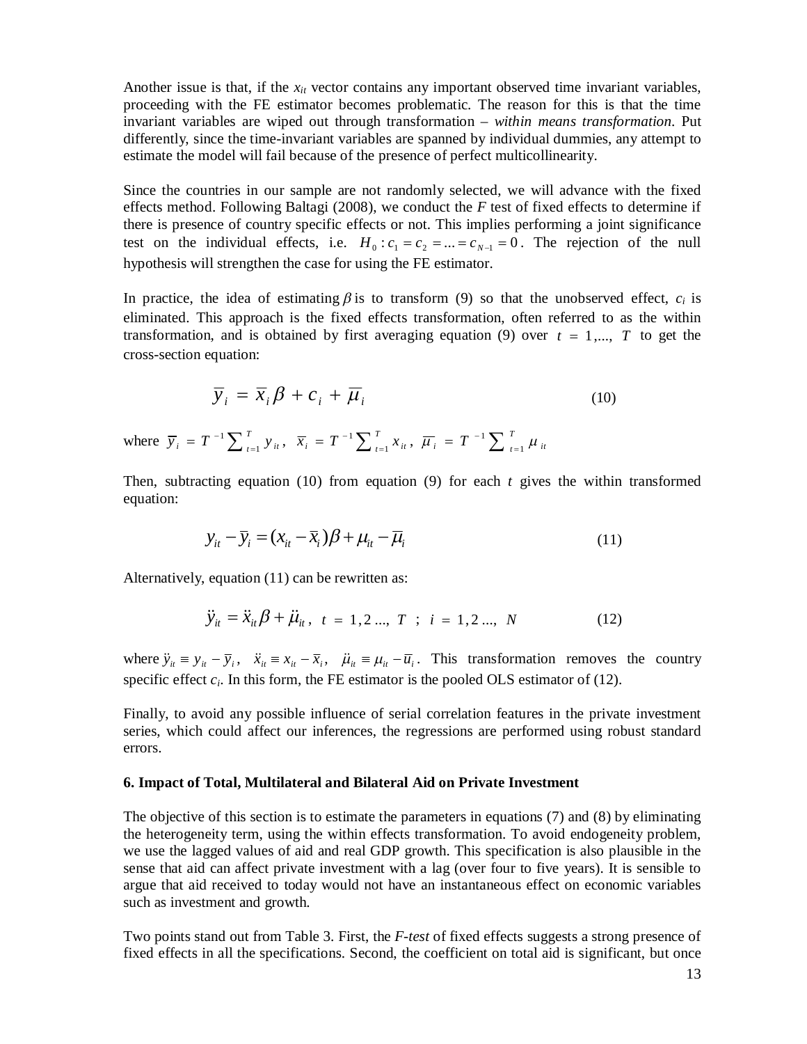Another issue is that, if the $x_{it}$ vector contains any important observed time invariant variables, proceeding with the FE estimator becomes problematic. The reason for this is that the time invariant variables are wiped out through transformation – *within means transformation*. Put differently, since the time-invariant variables are spanned by individual dummies, any attempt to estimate the model will fail because of the presence of perfect multicollinearity.

Since the countries in our sample are not randomly selected, we will advance with the fixed effects method. Following Baltagi (2008), we conduct the *F* test of fixed effects to determine if there is presence of country specific effects or not. This implies performing a joint significance test on the individual effects, i.e. $H_0 : c_1 = c_2 = ... = c_{N-1} = 0$. The rejection of the null hypothesis will strengthen the case for using the FE estimator.

In practice, the idea of estimating $\beta$ is to transform (9) so that the unobserved effect, $c_i$ is eliminated. This approach is the fixed effects transformation, often referred to as the within transformation, and is obtained by first averaging equation (9) over $t = 1,..., T$ to get the cross-section equation:

$$\bar{y}_i = \bar{x}_i \beta + c_i + \bar{\mu}_i \tag{10}$$

where $\bar{y}_i = T^{-1} \sum_{t=1}^{T} y_{it}$, $\bar{x}_i = T^{-1} \sum_{t=1}^{T} x_{it}$, $\bar{\mu}_i = T^{-1} \sum_{t=1}^{T} \mu_{it}$

Then, subtracting equation (10) from equation (9) for each *t* gives the within transformed equation:

$$y_{it} - \bar{y}_i = (x_{it} - \bar{x}_i)\beta + \mu_{it} - \bar{\mu}_i \tag{11}$$

Alternatively, equation (11) can be rewritten as:

$$\ddot{y}_{it} = \ddot{x}_{it}\beta + \ddot{\mu}_{it}, \quad t = 1, 2 ..., T \;\; ; \;\; i = 1, 2 ..., N \tag{12}$$

where $\ddot{y}_{it} \equiv y_{it} - \bar{y}_i$, $\ddot{x}_{it} \equiv x_{it} - \bar{x}_i$, $\ddot{\mu}_{it} \equiv \mu_{it} - \bar{u}_i$. This transformation removes the country specific effect $c_i$. In this form, the FE estimator is the pooled OLS estimator of (12).

Finally, to avoid any possible influence of serial correlation features in the private investment series, which could affect our inferences, the regressions are performed using robust standard errors.

### 6. Impact of Total, Multilateral and Bilateral Aid on Private Investment

The objective of this section is to estimate the parameters in equations (7) and (8) by eliminating the heterogeneity term, using the within effects transformation. To avoid endogeneity problem, we use the lagged values of aid and real GDP growth. This specification is also plausible in the sense that aid can affect private investment with a lag (over four to five years). It is sensible to argue that aid received to today would not have an instantaneous effect on economic variables such as investment and growth.

Two points stand out from Table 3. First, the *F-test* of fixed effects suggests a strong presence of fixed effects in all the specifications. Second, the coefficient on total aid is significant, but once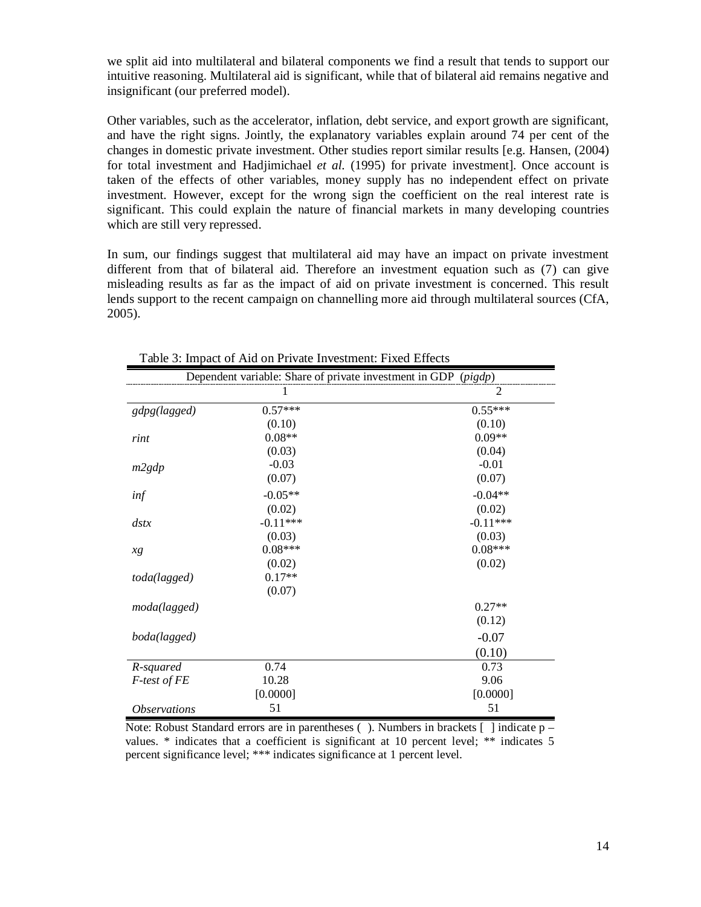we split aid into multilateral and bilateral components we find a result that tends to support our intuitive reasoning. Multilateral aid is significant, while that of bilateral aid remains negative and insignificant (our preferred model).

Other variables, such as the accelerator, inflation, debt service, and export growth are significant, and have the right signs. Jointly, the explanatory variables explain around 74 per cent of the changes in domestic private investment. Other studies report similar results [e.g. Hansen, (2004) for total investment and Hadjimichael *et al.* (1995) for private investment]. Once account is taken of the effects of other variables, money supply has no independent effect on private investment. However, except for the wrong sign the coefficient on the real interest rate is significant. This could explain the nature of financial markets in many developing countries which are still very repressed.

In sum, our findings suggest that multilateral aid may have an impact on private investment different from that of bilateral aid. Therefore an investment equation such as (7) can give misleading results as far as the impact of aid on private investment is concerned. This result lends support to the recent campaign on channelling more aid through multilateral sources (CfA, 2005).

Table 3: Impact of Aid on Private Investment: Fixed Effects

| Dependent variable: Share of private investment in GDP (*pigdp*) | | |
|---|---|---|
| | 1 | 2 |
| *gdpg(lagged)* | 0.57*** | 0.55*** |
| | (0.10) | (0.10) |
| *rint* | 0.08** | 0.09** |
| | (0.03) | (0.04) |
| *m2gdp* | -0.03 | -0.01 |
| | (0.07) | (0.07) |
| *inf* | -0.05** | -0.04** |
| | (0.02) | (0.02) |
| *dstx* | -0.11*** | -0.11*** |
| | (0.03) | (0.03) |
| *xg* | 0.08*** | 0.08*** |
| | (0.02) | (0.02) |
| *toda(lagged)* | 0.17** | |
| | (0.07) | |
| *moda(lagged)* | | 0.27** |
| | | (0.12) |
| *boda(lagged)* | | -0.07 |
| | | (0.10) |
| *R-squared* | 0.74 | 0.73 |
| *F-test of FE* | 10.28 | 9.06 |
| | [0.0000] | [0.0000] |
| *Observations* | 51 | 51 |

Note: Robust Standard errors are in parentheses ( ). Numbers in brackets [ ] indicate p – values. * indicates that a coefficient is significant at 10 percent level; ** indicates 5 percent significance level; *** indicates significance at 1 percent level.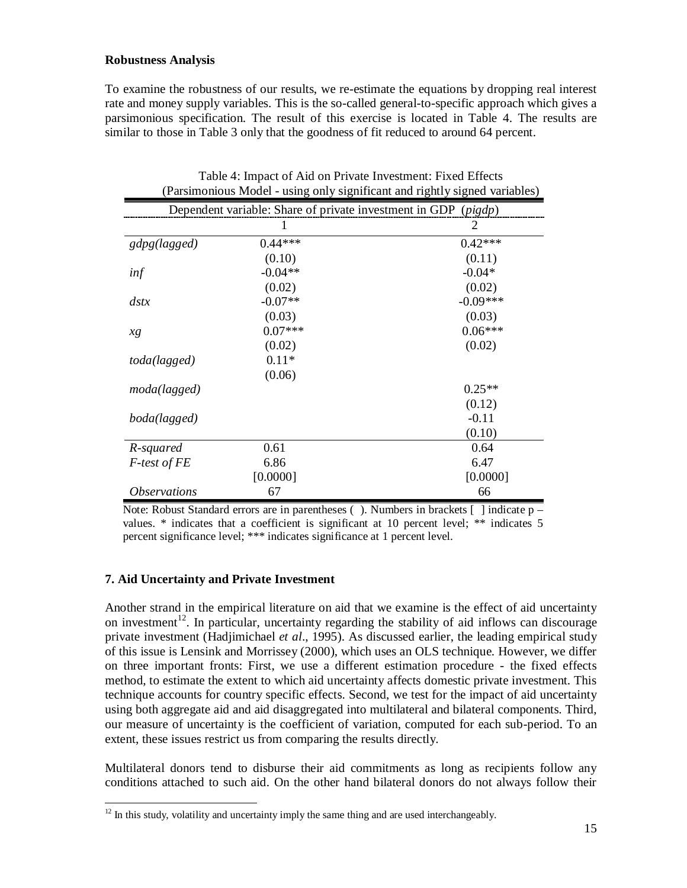**Robustness Analysis**

To examine the robustness of our results, we re-estimate the equations by dropping real interest rate and money supply variables. This is the so-called general-to-specific approach which gives a parsimonious specification. The result of this exercise is located in Table 4. The results are similar to those in Table 3 only that the goodness of fit reduced to around 64 percent.

Table 4: Impact of Aid on Private Investment: Fixed Effects
(Parsimonious Model - using only significant and rightly signed variables)

| Dependent variable: Share of private investment in GDP (*pigdp*) | | |
|---|---|---|
| | 1 | 2 |
| *gdpg(lagged)* | 0.44*** | 0.42*** |
| | (0.10) | (0.11) |
| *inf* | -0.04** | -0.04* |
| | (0.02) | (0.02) |
| *dstx* | -0.07** | -0.09*** |
| | (0.03) | (0.03) |
| *xg* | 0.07*** | 0.06*** |
| | (0.02) | (0.02) |
| *toda(lagged)* | 0.11* | |
| | (0.06) | |
| *moda(lagged)* | | 0.25** |
| | | (0.12) |
| *boda(lagged)* | | -0.11 |
| | | (0.10) |
| *R-squared* | 0.61 | 0.64 |
| *F-test of FE* | 6.86 | 6.47 |
| | [0.0000] | [0.0000] |
| *Observations* | 67 | 66 |

Note: Robust Standard errors are in parentheses ( ). Numbers in brackets [ ] indicate p – values. * indicates that a coefficient is significant at 10 percent level; ** indicates 5 percent significance level; *** indicates significance at 1 percent level.

## 7. Aid Uncertainty and Private Investment

Another strand in the empirical literature on aid that we examine is the effect of aid uncertainty on investment[12]. In particular, uncertainty regarding the stability of aid inflows can discourage private investment (Hadjimichael *et al*., 1995). As discussed earlier, the leading empirical study of this issue is Lensink and Morrissey (2000), which uses an OLS technique. However, we differ on three important fronts: First, we use a different estimation procedure - the fixed effects method, to estimate the extent to which aid uncertainty affects domestic private investment. This technique accounts for country specific effects. Second, we test for the impact of aid uncertainty using both aggregate aid and aid disaggregated into multilateral and bilateral components. Third, our measure of uncertainty is the coefficient of variation, computed for each sub-period. To an extent, these issues restrict us from comparing the results directly.

Multilateral donors tend to disburse their aid commitments as long as recipients follow any conditions attached to such aid. On the other hand bilateral donors do not always follow their

[12] In this study, volatility and uncertainty imply the same thing and are used interchangeably.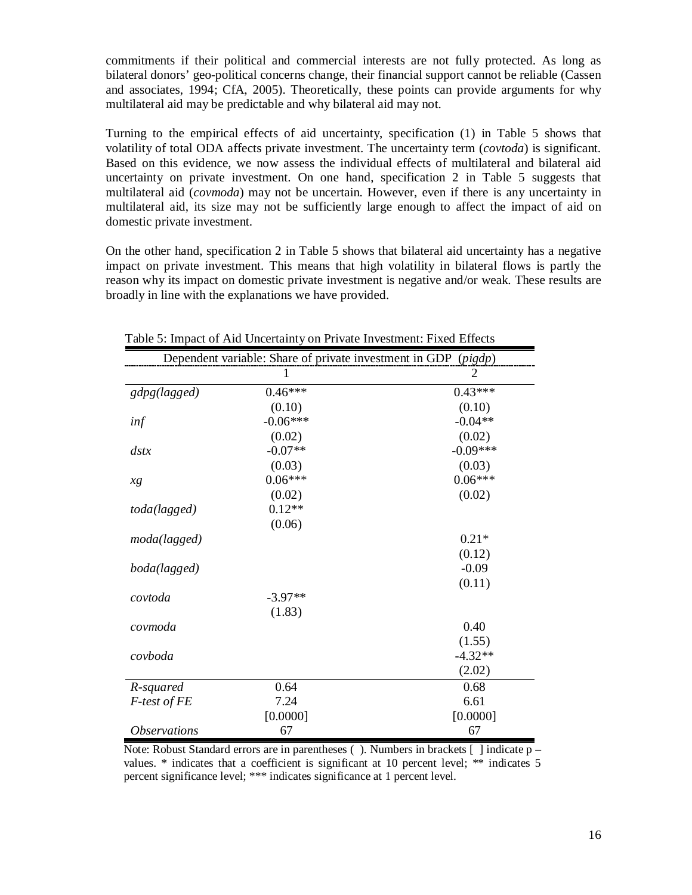commitments if their political and commercial interests are not fully protected. As long as bilateral donors' geo-political concerns change, their financial support cannot be reliable (Cassen and associates, 1994; CfA, 2005). Theoretically, these points can provide arguments for why multilateral aid may be predictable and why bilateral aid may not.

Turning to the empirical effects of aid uncertainty, specification (1) in Table 5 shows that volatility of total ODA affects private investment. The uncertainty term (*covtoda*) is significant. Based on this evidence, we now assess the individual effects of multilateral and bilateral aid uncertainty on private investment. On one hand, specification 2 in Table 5 suggests that multilateral aid (*covmoda*) may not be uncertain. However, even if there is any uncertainty in multilateral aid, its size may not be sufficiently large enough to affect the impact of aid on domestic private investment.

On the other hand, specification 2 in Table 5 shows that bilateral aid uncertainty has a negative impact on private investment. This means that high volatility in bilateral flows is partly the reason why its impact on domestic private investment is negative and/or weak. These results are broadly in line with the explanations we have provided.

Table 5: Impact of Aid Uncertainty on Private Investment: Fixed Effects

| Dependent variable: Share of private investment in GDP (*pigdp*) | | |
|---|---|---|
| | 1 | 2 |
| *gdpg(lagged)* | 0.46*** | 0.43*** |
| | (0.10) | (0.10) |
| *inf* | -0.06*** | -0.04** |
| | (0.02) | (0.02) |
| *dstx* | -0.07** | -0.09*** |
| | (0.03) | (0.03) |
| *xg* | 0.06*** | 0.06*** |
| | (0.02) | (0.02) |
| *toda(lagged)* | 0.12** | |
| | (0.06) | |
| *moda(lagged)* | | 0.21* |
| | | (0.12) |
| *boda(lagged)* | | -0.09 |
| | | (0.11) |
| *covtoda* | -3.97** | |
| | (1.83) | |
| *covmoda* | | 0.40 |
| | | (1.55) |
| *covboda* | | -4.32** |
| | | (2.02) |
| *R-squared* | 0.64 | 0.68 |
| *F-test of FE* | 7.24 | 6.61 |
| | [0.0000] | [0.0000] |
| *Observations* | 67 | 67 |

Note: Robust Standard errors are in parentheses ( ). Numbers in brackets [ ] indicate p – values. * indicates that a coefficient is significant at 10 percent level; ** indicates 5 percent significance level; *** indicates significance at 1 percent level.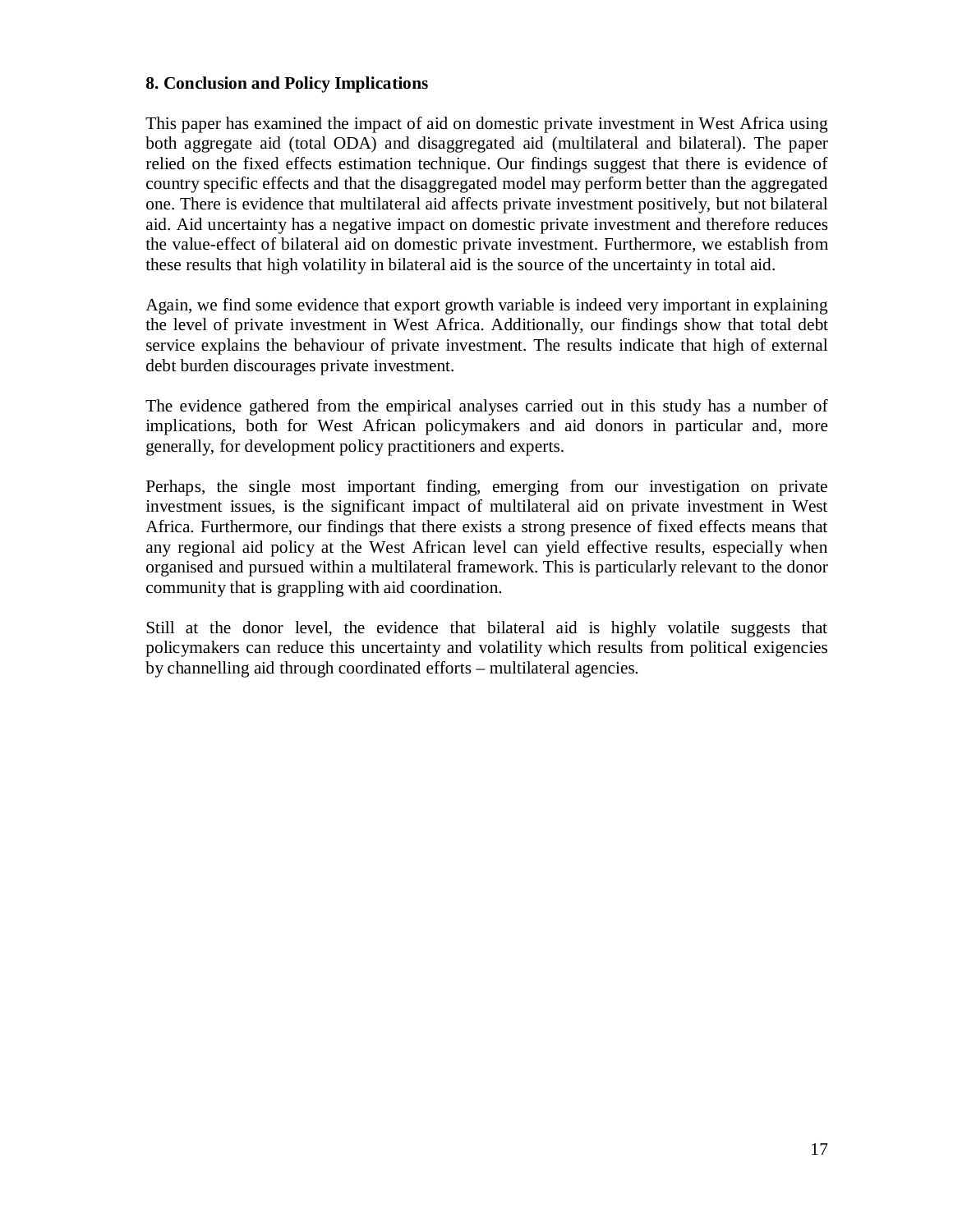## 8. Conclusion and Policy Implications

This paper has examined the impact of aid on domestic private investment in West Africa using both aggregate aid (total ODA) and disaggregated aid (multilateral and bilateral). The paper relied on the fixed effects estimation technique. Our findings suggest that there is evidence of country specific effects and that the disaggregated model may perform better than the aggregated one. There is evidence that multilateral aid affects private investment positively, but not bilateral aid. Aid uncertainty has a negative impact on domestic private investment and therefore reduces the value-effect of bilateral aid on domestic private investment. Furthermore, we establish from these results that high volatility in bilateral aid is the source of the uncertainty in total aid.

Again, we find some evidence that export growth variable is indeed very important in explaining the level of private investment in West Africa. Additionally, our findings show that total debt service explains the behaviour of private investment. The results indicate that high of external debt burden discourages private investment.

The evidence gathered from the empirical analyses carried out in this study has a number of implications, both for West African policymakers and aid donors in particular and, more generally, for development policy practitioners and experts.

Perhaps, the single most important finding, emerging from our investigation on private investment issues, is the significant impact of multilateral aid on private investment in West Africa. Furthermore, our findings that there exists a strong presence of fixed effects means that any regional aid policy at the West African level can yield effective results, especially when organised and pursued within a multilateral framework. This is particularly relevant to the donor community that is grappling with aid coordination.

Still at the donor level, the evidence that bilateral aid is highly volatile suggests that policymakers can reduce this uncertainty and volatility which results from political exigencies by channelling aid through coordinated efforts – multilateral agencies.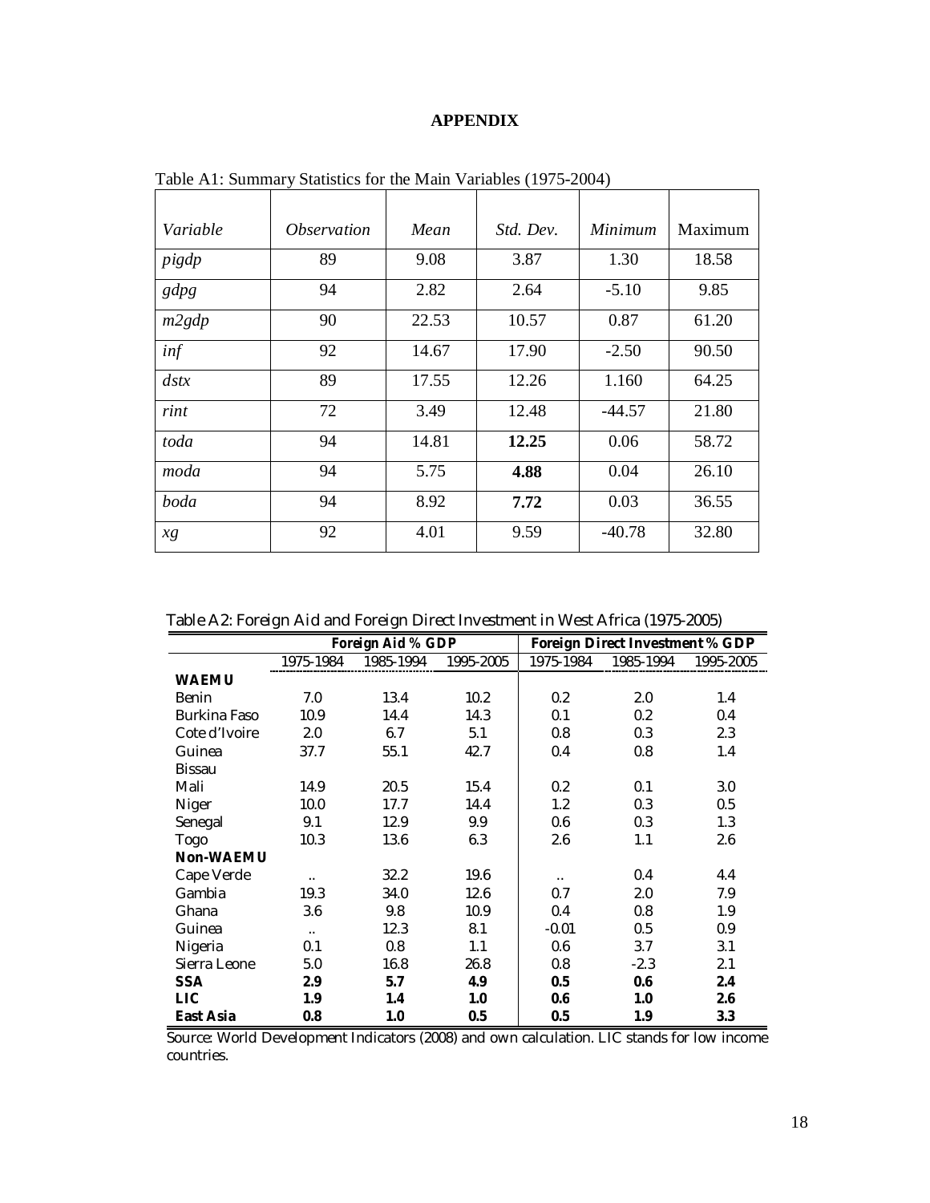# APPENDIX

Table A1: Summary Statistics for the Main Variables (1975-2004)

| *Variable* | *Observation* | *Mean* | *Std. Dev.* | *Minimum* | Maximum |
|---|---|---|---|---|---|
| *pigdp* | 89 | 9.08 | 3.87 | 1.30 | 18.58 |
| *gdpg* | 94 | 2.82 | 2.64 | -5.10 | 9.85 |
| *m2gdp* | 90 | 22.53 | 10.57 | 0.87 | 61.20 |
| *inf* | 92 | 14.67 | 17.90 | -2.50 | 90.50 |
| *dstx* | 89 | 17.55 | 12.26 | 1.160 | 64.25 |
| *rint* | 72 | 3.49 | 12.48 | -44.57 | 21.80 |
| *toda* | 94 | 14.81 | **12.25** | 0.06 | 58.72 |
| *moda* | 94 | 5.75 | **4.88** | 0.04 | 26.10 |
| *boda* | 94 | 8.92 | **7.72** | 0.03 | 36.55 |
| *xg* | 92 | 4.01 | 9.59 | -40.78 | 32.80 |

Table A2: Foreign Aid and Foreign Direct Investment in West Africa (1975-2005)

| | **Foreign Aid % GDP** | | | **Foreign Direct Investment % GDP** | | |
|---|---|---|---|---|---|---|
| | 1975-1984 | 1985-1994 | 1995-2005 | 1975-1984 | 1985-1994 | 1995-2005 |
| **WAEMU** | | | | | | |
| Benin | 7.0 | 13.4 | 10.2 | 0.2 | 2.0 | 1.4 |
| Burkina Faso | 10.9 | 14.4 | 14.3 | 0.1 | 0.2 | 0.4 |
| Cote d'Ivoire | 2.0 | 6.7 | 5.1 | 0.8 | 0.3 | 2.3 |
| Guinea Bissau | 37.7 | 55.1 | 42.7 | 0.4 | 0.8 | 1.4 |
| Mali | 14.9 | 20.5 | 15.4 | 0.2 | 0.1 | 3.0 |
| Niger | 10.0 | 17.7 | 14.4 | 1.2 | 0.3 | 0.5 |
| Senegal | 9.1 | 12.9 | 9.9 | 0.6 | 0.3 | 1.3 |
| Togo | 10.3 | 13.6 | 6.3 | 2.6 | 1.1 | 2.6 |
| **Non-WAEMU** | | | | | | |
| Cape Verde | .. | 32.2 | 19.6 | .. | 0.4 | 4.4 |
| Gambia | 19.3 | 34.0 | 12.6 | 0.7 | 2.0 | 7.9 |
| Ghana | 3.6 | 9.8 | 10.9 | 0.4 | 0.8 | 1.9 |
| Guinea | .. | 12.3 | 8.1 | -0.01 | 0.5 | 0.9 |
| Nigeria | 0.1 | 0.8 | 1.1 | 0.6 | 3.7 | 3.1 |
| Sierra Leone | 5.0 | 16.8 | 26.8 | 0.8 | -2.3 | 2.1 |
| **SSA** | **2.9** | **5.7** | **4.9** | **0.5** | **0.6** | **2.4** |
| **LIC** | **1.9** | **1.4** | **1.0** | **0.6** | **1.0** | **2.6** |
| **East Asia** | **0.8** | **1.0** | **0.5** | **0.5** | **1.9** | **3.3** |

Source: World Development Indicators (2008) and own calculation. LIC stands for low income countries.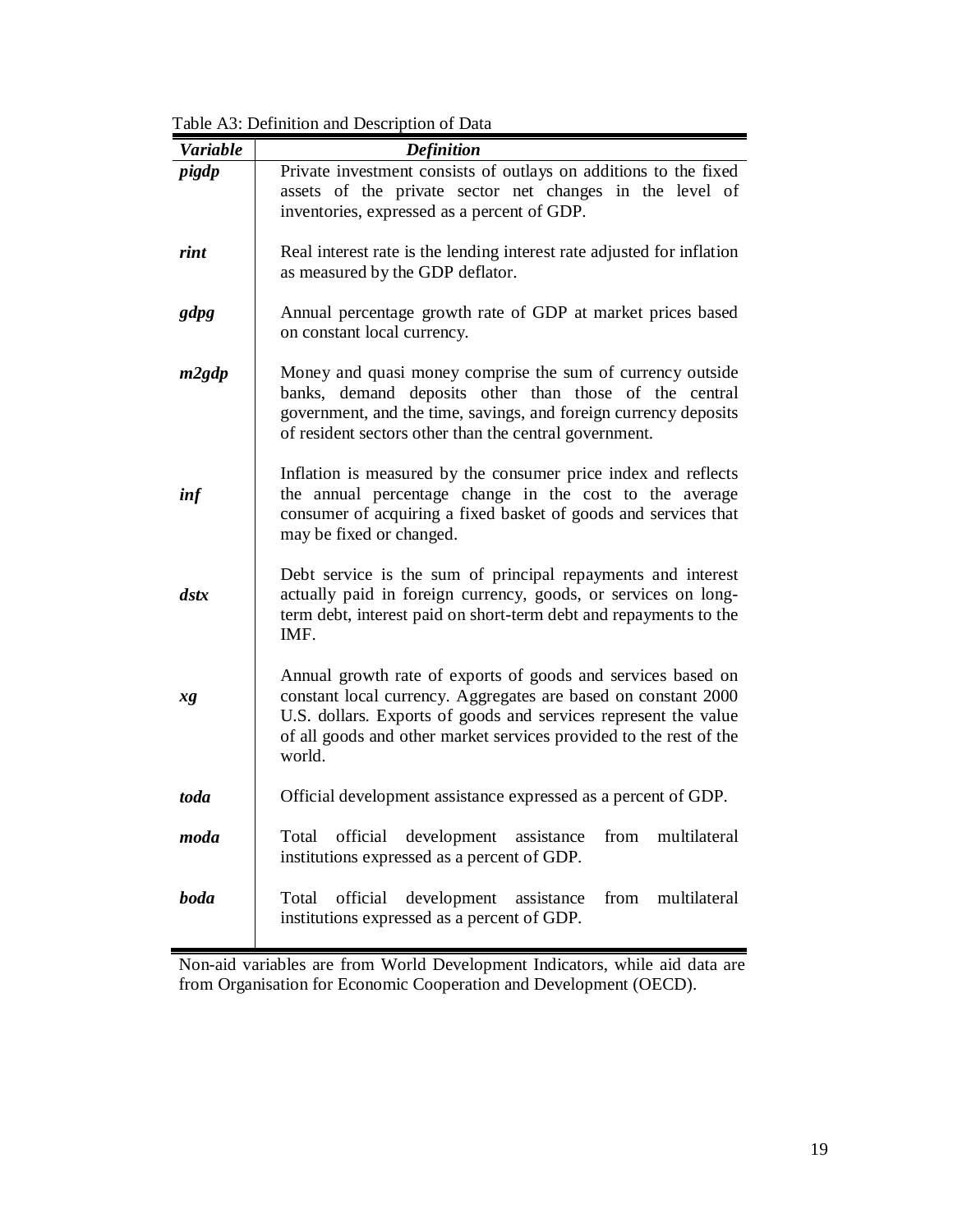Table A3: Definition and Description of Data

| *Variable* | *Definition* |
|---|---|
| ***pigdp*** | Private investment consists of outlays on additions to the fixed assets of the private sector net changes in the level of inventories, expressed as a percent of GDP. |
| ***rint*** | Real interest rate is the lending interest rate adjusted for inflation as measured by the GDP deflator. |
| ***gdpg*** | Annual percentage growth rate of GDP at market prices based on constant local currency. |
| ***m2gdp*** | Money and quasi money comprise the sum of currency outside banks, demand deposits other than those of the central government, and the time, savings, and foreign currency deposits of resident sectors other than the central government. |
| ***inf*** | Inflation is measured by the consumer price index and reflects the annual percentage change in the cost to the average consumer of acquiring a fixed basket of goods and services that may be fixed or changed. |
| ***dstx*** | Debt service is the sum of principal repayments and interest actually paid in foreign currency, goods, or services on long-term debt, interest paid on short-term debt and repayments to the IMF. |
| ***xg*** | Annual growth rate of exports of goods and services based on constant local currency. Aggregates are based on constant 2000 U.S. dollars. Exports of goods and services represent the value of all goods and other market services provided to the rest of the world. |
| ***toda*** | Official development assistance expressed as a percent of GDP. |
| ***moda*** | Total official development assistance from multilateral institutions expressed as a percent of GDP. |
| ***boda*** | Total official development assistance from multilateral institutions expressed as a percent of GDP. |

Non-aid variables are from World Development Indicators, while aid data are from Organisation for Economic Cooperation and Development (OECD).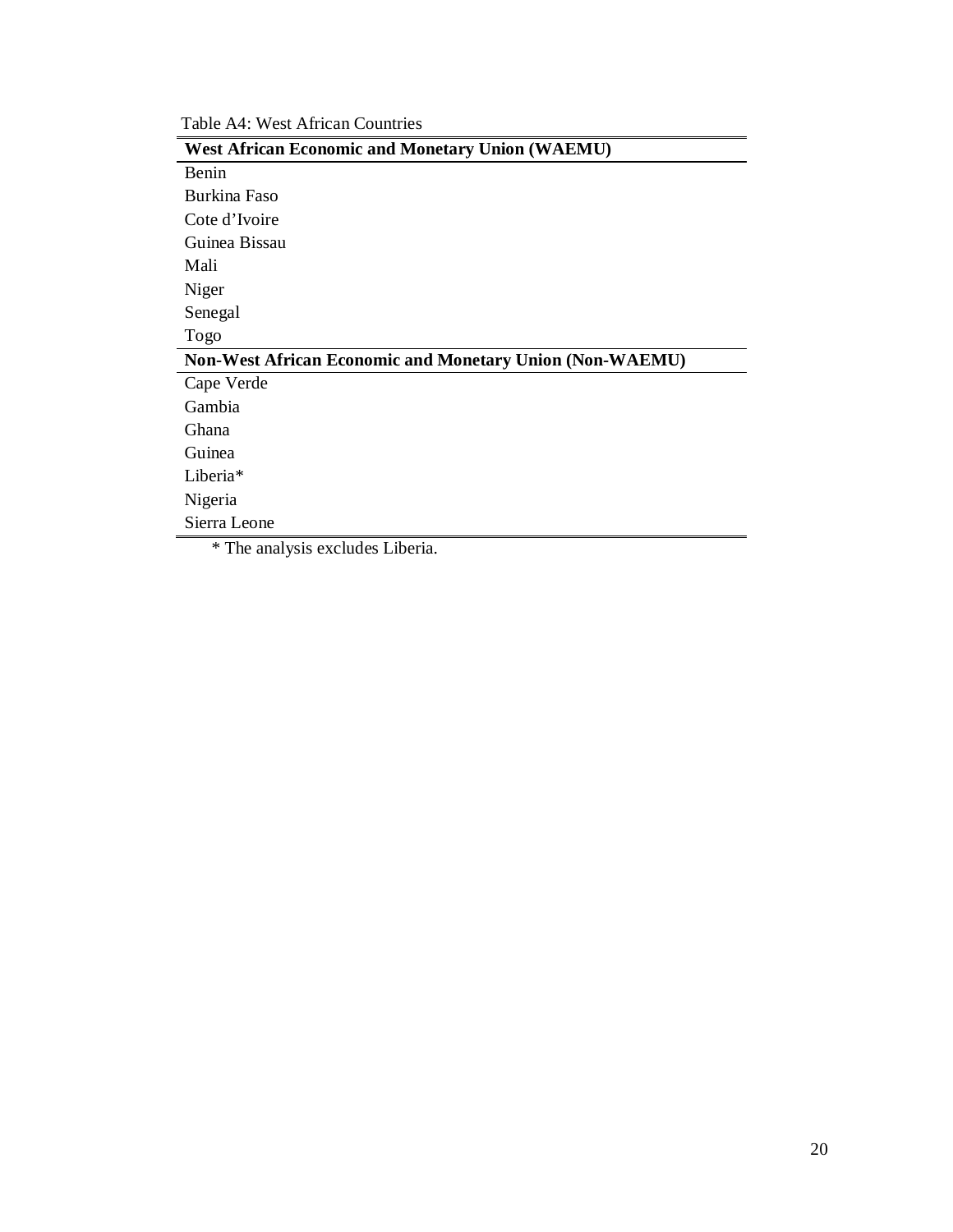Table A4: West African Countries

| **West African Economic and Monetary Union (WAEMU)** |
|---|
| Benin |
| Burkina Faso |
| Cote d’Ivoire |
| Guinea Bissau |
| Mali |
| Niger |
| Senegal |
| Togo |
| **Non-West African Economic and Monetary Union (Non-WAEMU)** |
| Cape Verde |
| Gambia |
| Ghana |
| Guinea |
| Liberia* |
| Nigeria |
| Sierra Leone |

\* The analysis excludes Liberia.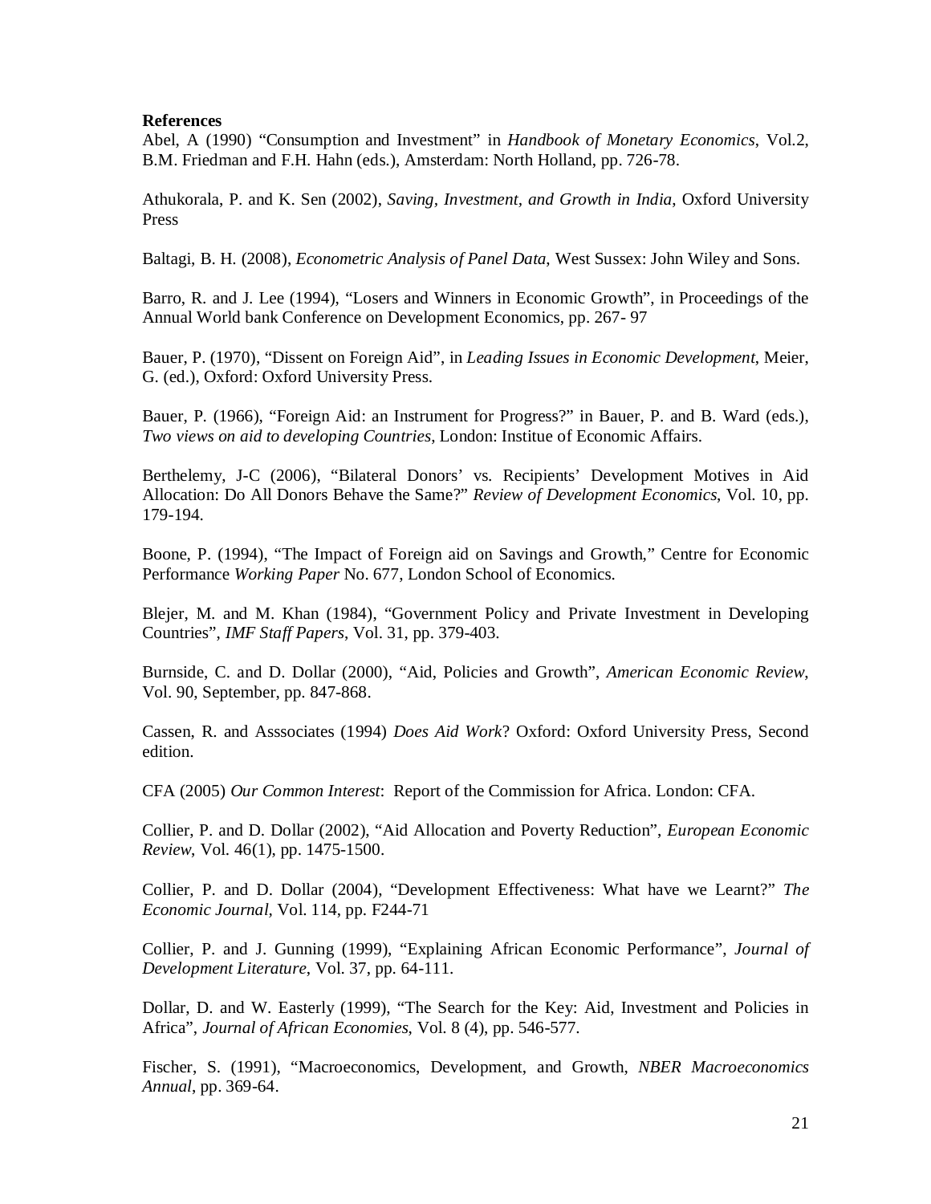**References**

Abel, A (1990) “Consumption and Investment” in *Handbook of Monetary Economics*, Vol.2, B.M. Friedman and F.H. Hahn (eds.), Amsterdam: North Holland, pp. 726-78.

Athukorala, P. and K. Sen (2002), *Saving, Investment, and Growth in India*, Oxford University Press

Baltagi, B. H. (2008), *Econometric Analysis of Panel Data*, West Sussex: John Wiley and Sons.

Barro, R. and J. Lee (1994), “Losers and Winners in Economic Growth”, in Proceedings of the Annual World bank Conference on Development Economics, pp. 267- 97

Bauer, P. (1970), “Dissent on Foreign Aid”, in *Leading Issues in Economic Development*, Meier, G. (ed.), Oxford: Oxford University Press.

Bauer, P. (1966), “Foreign Aid: an Instrument for Progress?” in Bauer, P. and B. Ward (eds.), *Two views on aid to developing Countries*, London: Institue of Economic Affairs.

Berthelemy, J-C (2006), “Bilateral Donors’ vs. Recipients’ Development Motives in Aid Allocation: Do All Donors Behave the Same?” *Review of Development Economics*, Vol. 10, pp. 179-194.

Boone, P. (1994), “The Impact of Foreign aid on Savings and Growth,” Centre for Economic Performance *Working Paper* No. 677, London School of Economics.

Blejer, M. and M. Khan (1984), “Government Policy and Private Investment in Developing Countries”, *IMF Staff Papers*, Vol. 31, pp. 379-403.

Burnside, C. and D. Dollar (2000), “Aid, Policies and Growth”, *American Economic Review*, Vol. 90, September, pp. 847-868.

Cassen, R. and Asssociates (1994) *Does Aid Work*? Oxford: Oxford University Press, Second edition.

CFA (2005) *Our Common Interest*: Report of the Commission for Africa. London: CFA.

Collier, P. and D. Dollar (2002), “Aid Allocation and Poverty Reduction”, *European Economic Review*, Vol. 46(1), pp. 1475-1500.

Collier, P. and D. Dollar (2004), “Development Effectiveness: What have we Learnt?” *The Economic Journal*, Vol. 114, pp. F244-71

Collier, P. and J. Gunning (1999), “Explaining African Economic Performance”, *Journal of Development Literature*, Vol. 37, pp. 64-111.

Dollar, D. and W. Easterly (1999), “The Search for the Key: Aid, Investment and Policies in Africa”, *Journal of African Economies*, Vol. 8 (4), pp. 546-577.

Fischer, S. (1991), “Macroeconomics, Development, and Growth, *NBER Macroeconomics Annual*, pp. 369-64.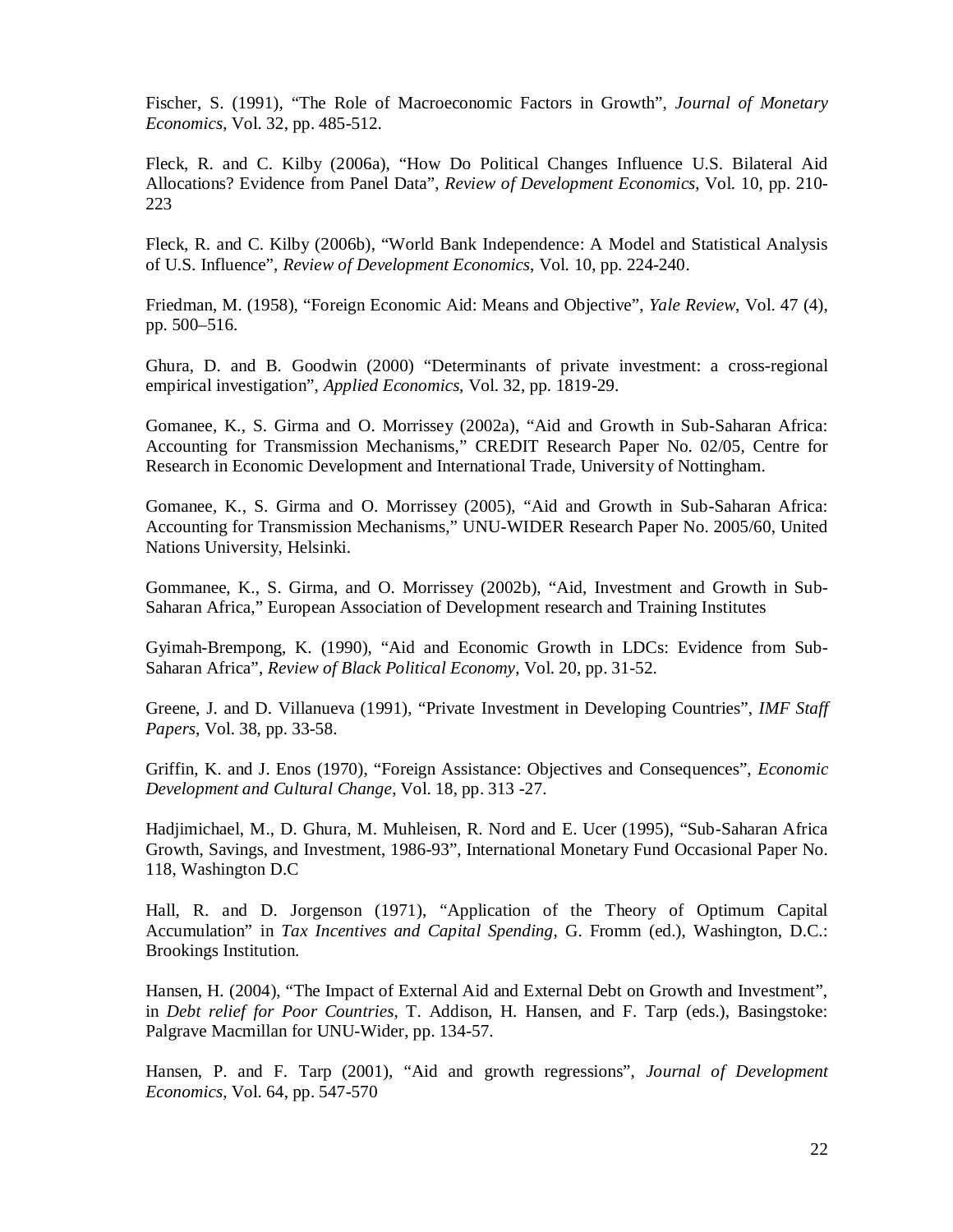Fischer, S. (1991), "The Role of Macroeconomic Factors in Growth", *Journal of Monetary Economics*, Vol. 32, pp. 485-512.

Fleck, R. and C. Kilby (2006a), "How Do Political Changes Influence U.S. Bilateral Aid Allocations? Evidence from Panel Data", *Review of Development Economics*, Vol. 10, pp. 210-223

Fleck, R. and C. Kilby (2006b), "World Bank Independence: A Model and Statistical Analysis of U.S. Influence", *Review of Development Economics*, Vol. 10, pp. 224-240.

Friedman, M. (1958), "Foreign Economic Aid: Means and Objective", *Yale Review*, Vol. 47 (4), pp. 500–516.

Ghura, D. and B. Goodwin (2000) "Determinants of private investment: a cross-regional empirical investigation", *Applied Economics*, Vol. 32, pp. 1819-29.

Gomanee, K., S. Girma and O. Morrissey (2002a), "Aid and Growth in Sub-Saharan Africa: Accounting for Transmission Mechanisms," CREDIT Research Paper No. 02/05, Centre for Research in Economic Development and International Trade, University of Nottingham.

Gomanee, K., S. Girma and O. Morrissey (2005), "Aid and Growth in Sub-Saharan Africa: Accounting for Transmission Mechanisms," UNU-WIDER Research Paper No. 2005/60, United Nations University, Helsinki.

Gommanee, K., S. Girma, and O. Morrissey (2002b), "Aid, Investment and Growth in Sub-Saharan Africa," European Association of Development research and Training Institutes

Gyimah-Brempong, K. (1990), "Aid and Economic Growth in LDCs: Evidence from Sub-Saharan Africa", *Review of Black Political Economy*, Vol. 20, pp. 31-52.

Greene, J. and D. Villanueva (1991), "Private Investment in Developing Countries", *IMF Staff Papers*, Vol. 38, pp. 33-58.

Griffin, K. and J. Enos (1970), "Foreign Assistance: Objectives and Consequences", *Economic Development and Cultural Change*, Vol. 18, pp. 313 -27.

Hadjimichael, M., D. Ghura, M. Muhleisen, R. Nord and E. Ucer (1995), "Sub-Saharan Africa Growth, Savings, and Investment, 1986-93", International Monetary Fund Occasional Paper No. 118, Washington D.C

Hall, R. and D. Jorgenson (1971), "Application of the Theory of Optimum Capital Accumulation" in *Tax Incentives and Capital Spending*, G. Fromm (ed.), Washington, D.C.: Brookings Institution.

Hansen, H. (2004), "The Impact of External Aid and External Debt on Growth and Investment", in *Debt relief for Poor Countries*, T. Addison, H. Hansen, and F. Tarp (eds.), Basingstoke: Palgrave Macmillan for UNU-Wider, pp. 134-57.

Hansen, P. and F. Tarp (2001), "Aid and growth regressions", *Journal of Development Economics*, Vol. 64, pp. 547-570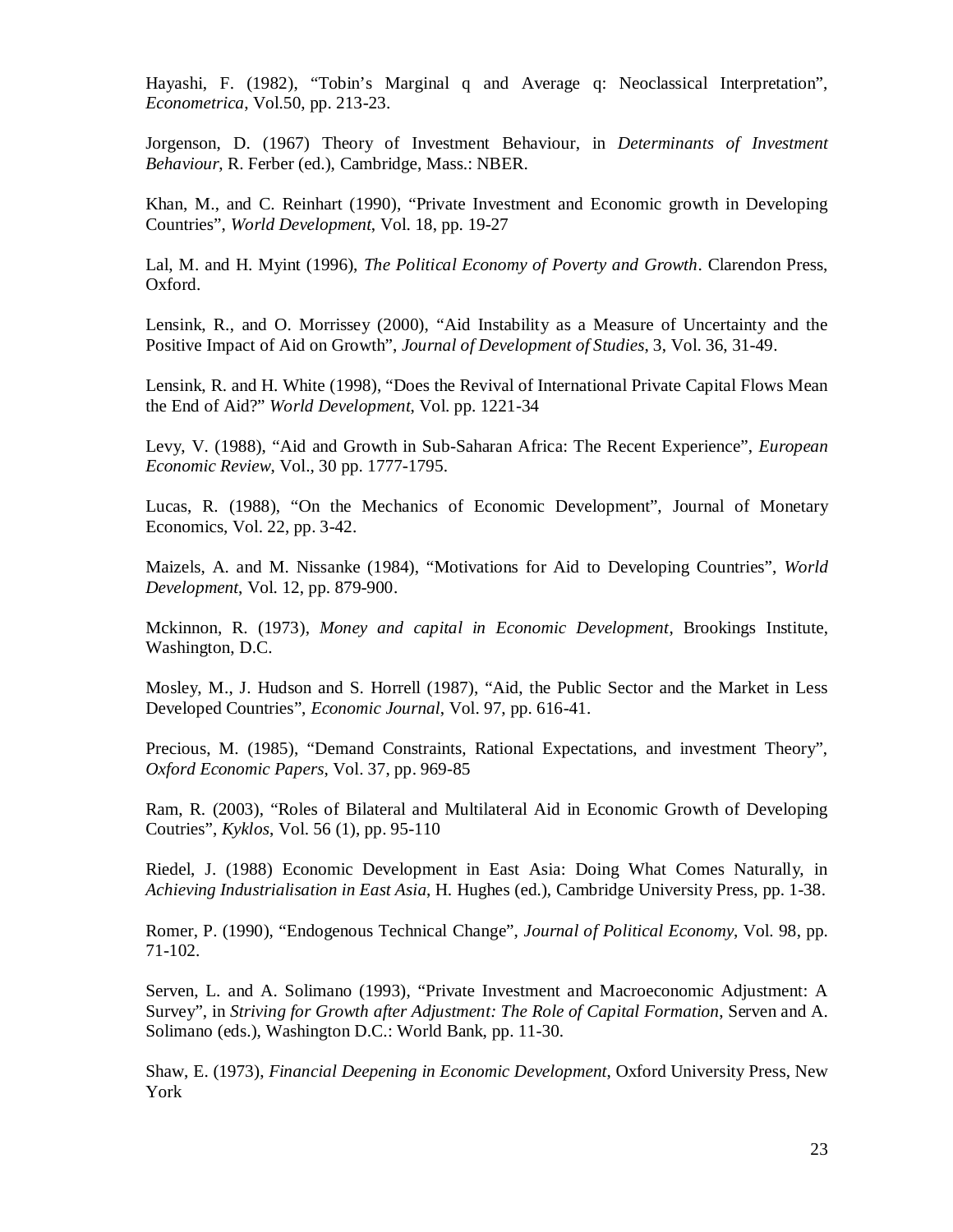Hayashi, F. (1982), “Tobin’s Marginal q and Average q: Neoclassical Interpretation”, *Econometrica*, Vol.50, pp. 213-23.

Jorgenson, D. (1967) Theory of Investment Behaviour, in *Determinants of Investment Behaviour*, R. Ferber (ed.), Cambridge, Mass.: NBER.

Khan, M., and C. Reinhart (1990), “Private Investment and Economic growth in Developing Countries”, *World Development*, Vol. 18, pp. 19-27

Lal, M. and H. Myint (1996), *The Political Economy of Poverty and Growth*. Clarendon Press, Oxford.

Lensink, R., and O. Morrissey (2000), “Aid Instability as a Measure of Uncertainty and the Positive Impact of Aid on Growth”, *Journal of Development of Studies*, 3, Vol. 36, 31-49.

Lensink, R. and H. White (1998), “Does the Revival of International Private Capital Flows Mean the End of Aid?” *World Development*, Vol. pp. 1221-34

Levy, V. (1988), “Aid and Growth in Sub-Saharan Africa: The Recent Experience”, *European Economic Review,* Vol., 30 pp. 1777-1795.

Lucas, R. (1988), “On the Mechanics of Economic Development”, Journal of Monetary Economics, Vol. 22, pp. 3-42.

Maizels, A. and M. Nissanke (1984), “Motivations for Aid to Developing Countries”, *World Development*, Vol. 12, pp. 879-900.

Mckinnon, R. (1973), *Money and capital in Economic Development*, Brookings Institute, Washington, D.C.

Mosley, M., J. Hudson and S. Horrell (1987), “Aid, the Public Sector and the Market in Less Developed Countries”, *Economic Journal*, Vol. 97, pp. 616-41.

Precious, M. (1985), “Demand Constraints, Rational Expectations, and investment Theory”, *Oxford Economic Papers*, Vol. 37, pp. 969-85

Ram, R. (2003), “Roles of Bilateral and Multilateral Aid in Economic Growth of Developing Coutries”, *Kyklos*, Vol. 56 (1), pp. 95-110

Riedel, J. (1988) Economic Development in East Asia: Doing What Comes Naturally, in *Achieving Industrialisation in East Asia*, H. Hughes (ed.), Cambridge University Press, pp. 1-38.

Romer, P. (1990), “Endogenous Technical Change”, *Journal of Political Economy*, Vol. 98, pp. 71-102.

Serven, L. and A. Solimano (1993), “Private Investment and Macroeconomic Adjustment: A Survey”, in *Striving for Growth after Adjustment: The Role of Capital Formation*, Serven and A. Solimano (eds.), Washington D.C.: World Bank, pp. 11-30.

Shaw, E. (1973), *Financial Deepening in Economic Development*, Oxford University Press, New York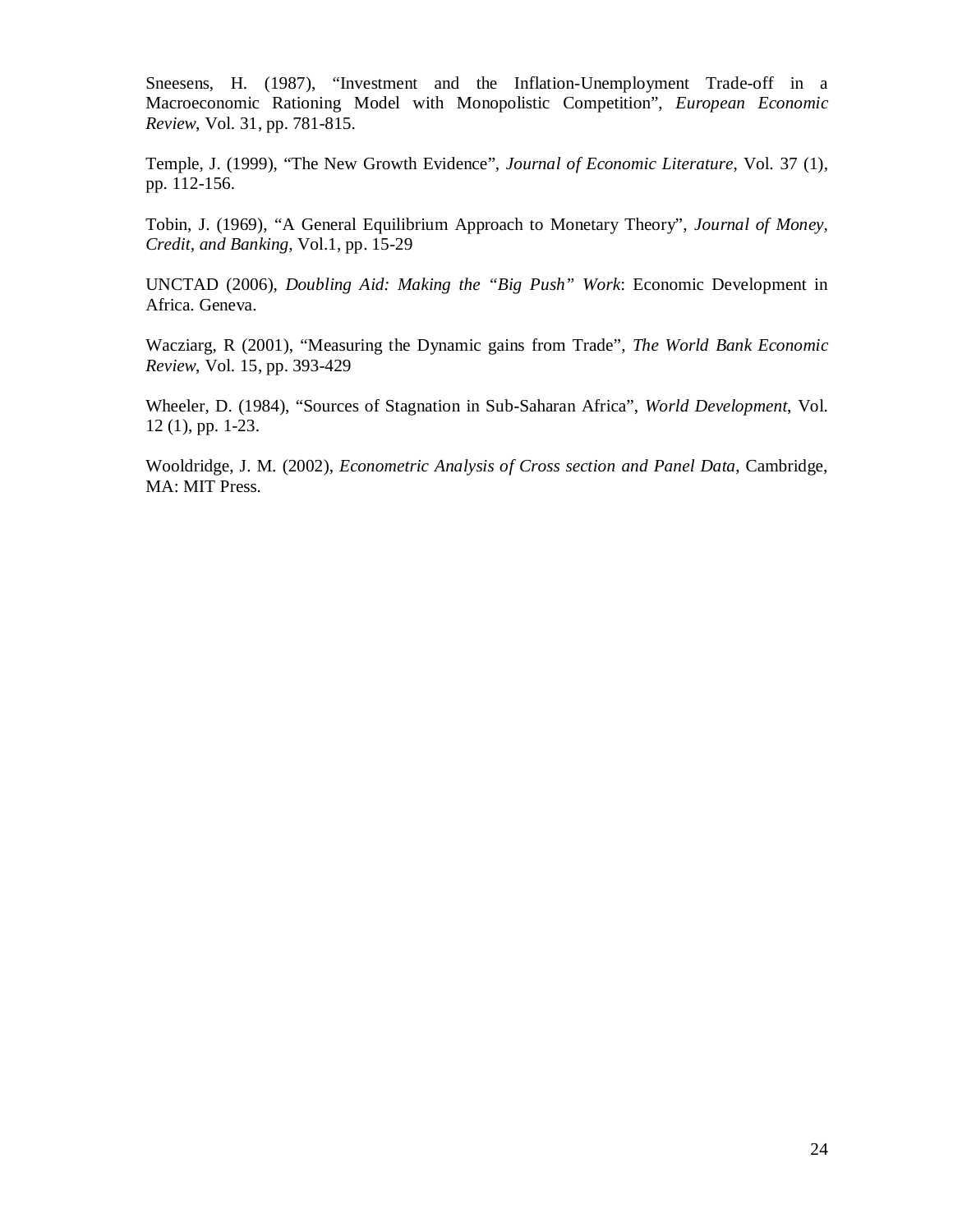Sneesens, H. (1987), "Investment and the Inflation-Unemployment Trade-off in a Macroeconomic Rationing Model with Monopolistic Competition", *European Economic Review*, Vol. 31, pp. 781-815.

Temple, J. (1999), "The New Growth Evidence", *Journal of Economic Literature*, Vol. 37 (1), pp. 112-156.

Tobin, J. (1969), "A General Equilibrium Approach to Monetary Theory", *Journal of Money, Credit, and Banking*, Vol.1, pp. 15-29

UNCTAD (2006), *Doubling Aid: Making the "Big Push" Work*: Economic Development in Africa. Geneva.

Wacziarg, R (2001), "Measuring the Dynamic gains from Trade", *The World Bank Economic Review*, Vol. 15, pp. 393-429

Wheeler, D. (1984), "Sources of Stagnation in Sub-Saharan Africa", *World Development*, Vol. 12 (1), pp. 1-23.

Wooldridge, J. M. (2002), *Econometric Analysis of Cross section and Panel Data*, Cambridge, MA: MIT Press.